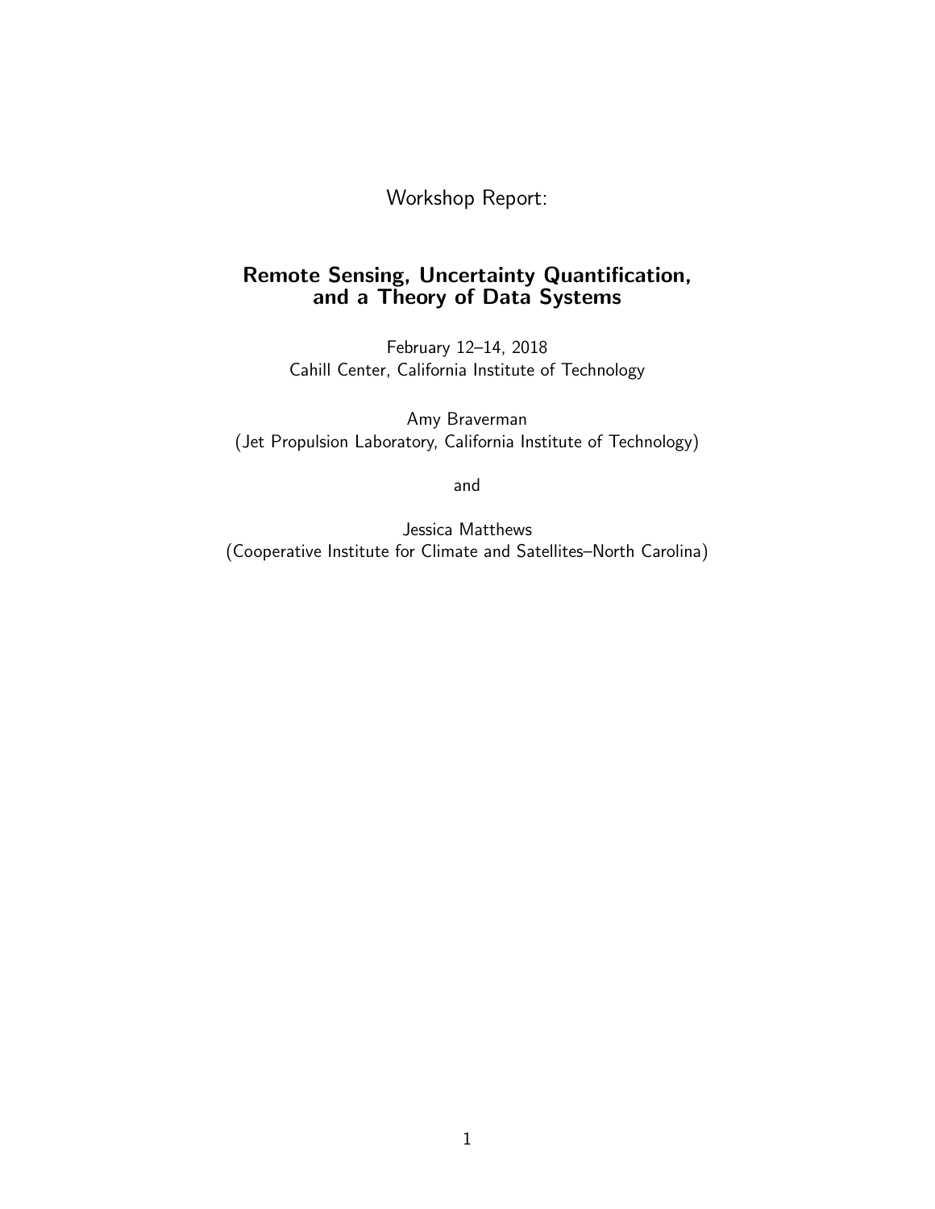Workshop Report:

# Remote Sensing, Uncertainty Quantification, and a Theory of Data Systems

February 12–14, 2018
Cahill Center, California Institute of Technology

Amy Braverman
(Jet Propulsion Laboratory, California Institute of Technology)

and

Jessica Matthews
(Cooperative Institute for Climate and Satellites–North Carolina)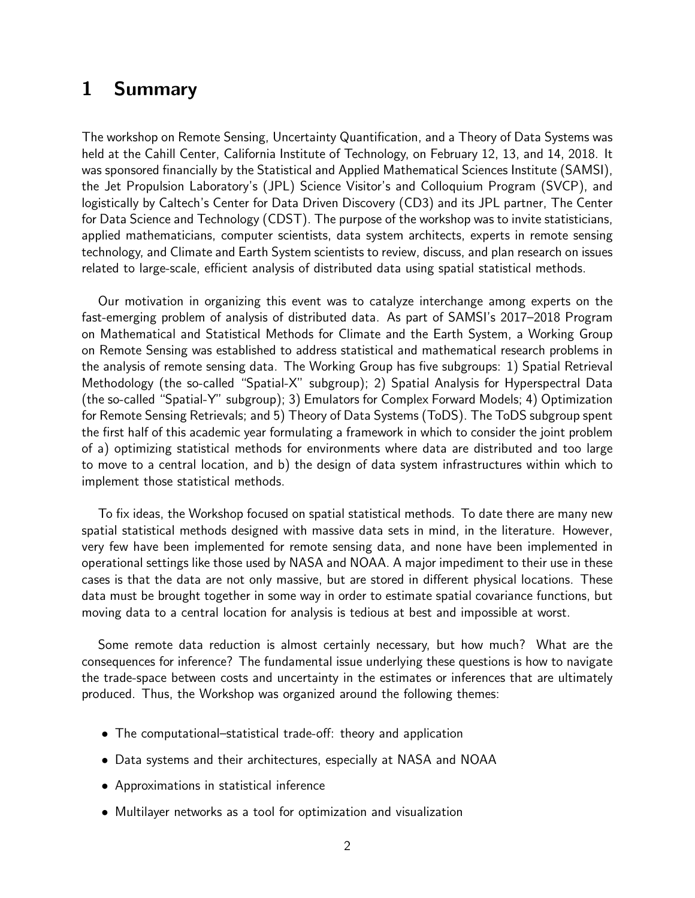# 1 Summary

The workshop on Remote Sensing, Uncertainty Quantification, and a Theory of Data Systems was held at the Cahill Center, California Institute of Technology, on February 12, 13, and 14, 2018. It was sponsored financially by the Statistical and Applied Mathematical Sciences Institute (SAMSI), the Jet Propulsion Laboratory's (JPL) Science Visitor's and Colloquium Program (SVCP), and logistically by Caltech's Center for Data Driven Discovery (CD3) and its JPL partner, The Center for Data Science and Technology (CDST). The purpose of the workshop was to invite statisticians, applied mathematicians, computer scientists, data system architects, experts in remote sensing technology, and Climate and Earth System scientists to review, discuss, and plan research on issues related to large-scale, efficient analysis of distributed data using spatial statistical methods.

Our motivation in organizing this event was to catalyze interchange among experts on the fast-emerging problem of analysis of distributed data. As part of SAMSI's 2017–2018 Program on Mathematical and Statistical Methods for Climate and the Earth System, a Working Group on Remote Sensing was established to address statistical and mathematical research problems in the analysis of remote sensing data. The Working Group has five subgroups: 1) Spatial Retrieval Methodology (the so-called "Spatial-X" subgroup); 2) Spatial Analysis for Hyperspectral Data (the so-called "Spatial-Y" subgroup); 3) Emulators for Complex Forward Models; 4) Optimization for Remote Sensing Retrievals; and 5) Theory of Data Systems (ToDS). The ToDS subgroup spent the first half of this academic year formulating a framework in which to consider the joint problem of a) optimizing statistical methods for environments where data are distributed and too large to move to a central location, and b) the design of data system infrastructures within which to implement those statistical methods.

To fix ideas, the Workshop focused on spatial statistical methods. To date there are many new spatial statistical methods designed with massive data sets in mind, in the literature. However, very few have been implemented for remote sensing data, and none have been implemented in operational settings like those used by NASA and NOAA. A major impediment to their use in these cases is that the data are not only massive, but are stored in different physical locations. These data must be brought together in some way in order to estimate spatial covariance functions, but moving data to a central location for analysis is tedious at best and impossible at worst.

Some remote data reduction is almost certainly necessary, but how much? What are the consequences for inference? The fundamental issue underlying these questions is how to navigate the trade-space between costs and uncertainty in the estimates or inferences that are ultimately produced. Thus, the Workshop was organized around the following themes:

- The computational–statistical trade-off: theory and application
- Data systems and their architectures, especially at NASA and NOAA
- Approximations in statistical inference
- Multilayer networks as a tool for optimization and visualization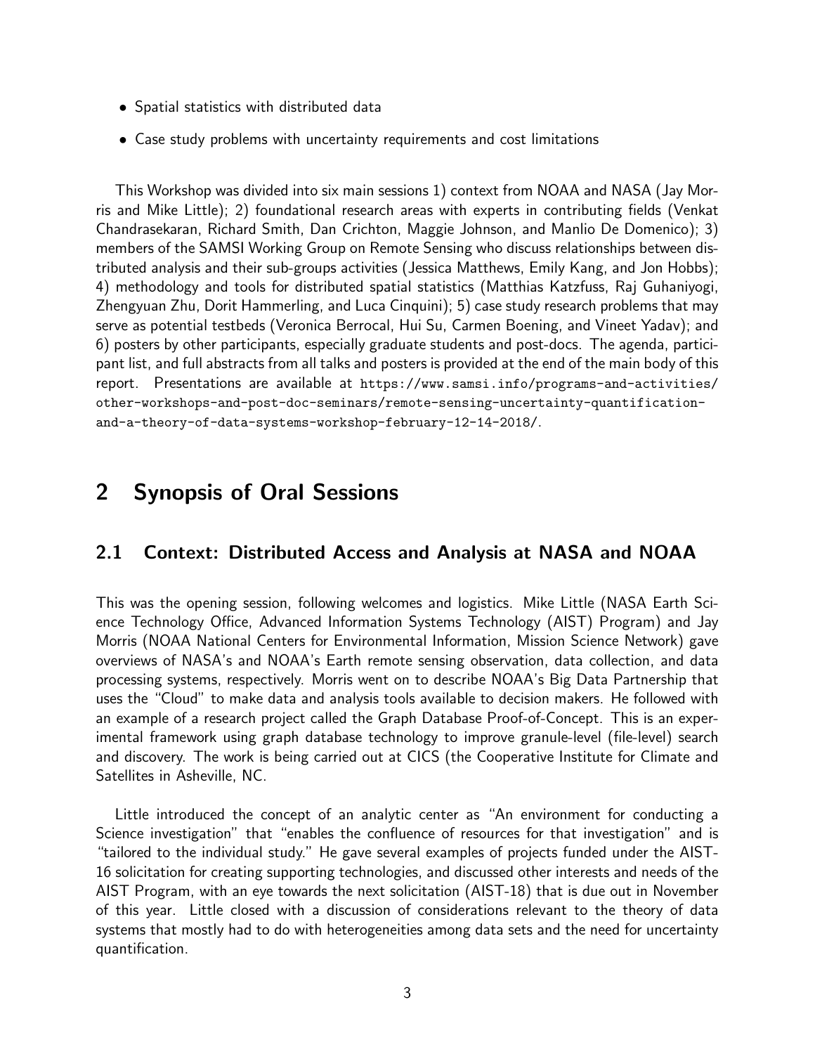- Spatial statistics with distributed data
- Case study problems with uncertainty requirements and cost limitations

This Workshop was divided into six main sessions 1) context from NOAA and NASA (Jay Morris and Mike Little); 2) foundational research areas with experts in contributing fields (Venkat Chandrasekaran, Richard Smith, Dan Crichton, Maggie Johnson, and Manlio De Domenico); 3) members of the SAMSI Working Group on Remote Sensing who discuss relationships between distributed analysis and their sub-groups activities (Jessica Matthews, Emily Kang, and Jon Hobbs); 4) methodology and tools for distributed spatial statistics (Matthias Katzfuss, Raj Guhaniyogi, Zhengyuan Zhu, Dorit Hammerling, and Luca Cinquini); 5) case study research problems that may serve as potential testbeds (Veronica Berrocal, Hui Su, Carmen Boening, and Vineet Yadav); and 6) posters by other participants, especially graduate students and post-docs. The agenda, participant list, and full abstracts from all talks and posters is provided at the end of the main body of this report. Presentations are available at `https://www.samsi.info/programs-and-activities/other-workshops-and-post-doc-seminars/remote-sensing-uncertainty-quantification-and-a-theory-of-data-systems-workshop-february-12-14-2018/`.

# 2 Synopsis of Oral Sessions

## 2.1 Context: Distributed Access and Analysis at NASA and NOAA

This was the opening session, following welcomes and logistics. Mike Little (NASA Earth Science Technology Office, Advanced Information Systems Technology (AIST) Program) and Jay Morris (NOAA National Centers for Environmental Information, Mission Science Network) gave overviews of NASA's and NOAA's Earth remote sensing observation, data collection, and data processing systems, respectively. Morris went on to describe NOAA's Big Data Partnership that uses the "Cloud" to make data and analysis tools available to decision makers. He followed with an example of a research project called the Graph Database Proof-of-Concept. This is an experimental framework using graph database technology to improve granule-level (file-level) search and discovery. The work is being carried out at CICS (the Cooperative Institute for Climate and Satellites in Asheville, NC.

Little introduced the concept of an analytic center as "An environment for conducting a Science investigation" that "enables the confluence of resources for that investigation" and is "tailored to the individual study." He gave several examples of projects funded under the AIST-16 solicitation for creating supporting technologies, and discussed other interests and needs of the AIST Program, with an eye towards the next solicitation (AIST-18) that is due out in November of this year. Little closed with a discussion of considerations relevant to the theory of data systems that mostly had to do with heterogeneities among data sets and the need for uncertainty quantification.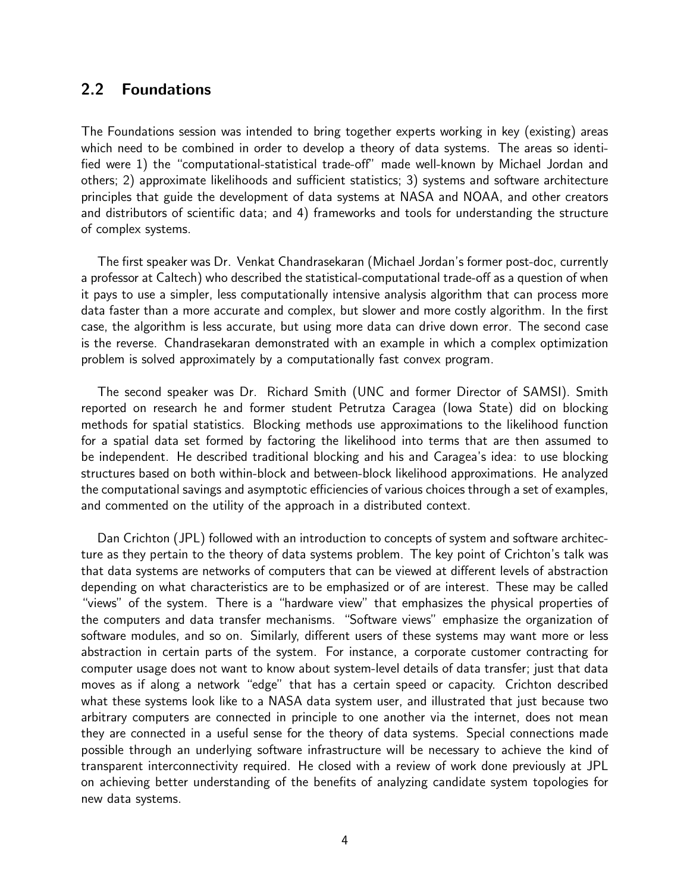## 2.2 Foundations

The Foundations session was intended to bring together experts working in key (existing) areas which need to be combined in order to develop a theory of data systems. The areas so identified were 1) the "computational-statistical trade-off" made well-known by Michael Jordan and others; 2) approximate likelihoods and sufficient statistics; 3) systems and software architecture principles that guide the development of data systems at NASA and NOAA, and other creators and distributors of scientific data; and 4) frameworks and tools for understanding the structure of complex systems.

The first speaker was Dr. Venkat Chandrasekaran (Michael Jordan's former post-doc, currently a professor at Caltech) who described the statistical-computational trade-off as a question of when it pays to use a simpler, less computationally intensive analysis algorithm that can process more data faster than a more accurate and complex, but slower and more costly algorithm. In the first case, the algorithm is less accurate, but using more data can drive down error. The second case is the reverse. Chandrasekaran demonstrated with an example in which a complex optimization problem is solved approximately by a computationally fast convex program.

The second speaker was Dr. Richard Smith (UNC and former Director of SAMSI). Smith reported on research he and former student Petrutza Caragea (Iowa State) did on blocking methods for spatial statistics. Blocking methods use approximations to the likelihood function for a spatial data set formed by factoring the likelihood into terms that are then assumed to be independent. He described traditional blocking and his and Caragea's idea: to use blocking structures based on both within-block and between-block likelihood approximations. He analyzed the computational savings and asymptotic efficiencies of various choices through a set of examples, and commented on the utility of the approach in a distributed context.

Dan Crichton (JPL) followed with an introduction to concepts of system and software architecture as they pertain to the theory of data systems problem. The key point of Crichton's talk was that data systems are networks of computers that can be viewed at different levels of abstraction depending on what characteristics are to be emphasized or of are interest. These may be called "views" of the system. There is a "hardware view" that emphasizes the physical properties of the computers and data transfer mechanisms. "Software views" emphasize the organization of software modules, and so on. Similarly, different users of these systems may want more or less abstraction in certain parts of the system. For instance, a corporate customer contracting for computer usage does not want to know about system-level details of data transfer; just that data moves as if along a network "edge" that has a certain speed or capacity. Crichton described what these systems look like to a NASA data system user, and illustrated that just because two arbitrary computers are connected in principle to one another via the internet, does not mean they are connected in a useful sense for the theory of data systems. Special connections made possible through an underlying software infrastructure will be necessary to achieve the kind of transparent interconnectivity required. He closed with a review of work done previously at JPL on achieving better understanding of the benefits of analyzing candidate system topologies for new data systems.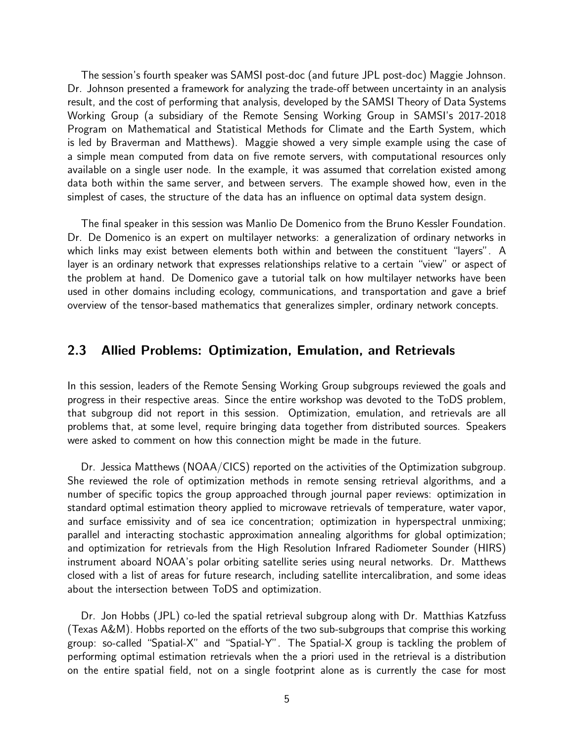The session's fourth speaker was SAMSI post-doc (and future JPL post-doc) Maggie Johnson. Dr. Johnson presented a framework for analyzing the trade-off between uncertainty in an analysis result, and the cost of performing that analysis, developed by the SAMSI Theory of Data Systems Working Group (a subsidiary of the Remote Sensing Working Group in SAMSI's 2017-2018 Program on Mathematical and Statistical Methods for Climate and the Earth System, which is led by Braverman and Matthews). Maggie showed a very simple example using the case of a simple mean computed from data on five remote servers, with computational resources only available on a single user node. In the example, it was assumed that correlation existed among data both within the same server, and between servers. The example showed how, even in the simplest of cases, the structure of the data has an influence on optimal data system design.

The final speaker in this session was Manlio De Domenico from the Bruno Kessler Foundation. Dr. De Domenico is an expert on multilayer networks: a generalization of ordinary networks in which links may exist between elements both within and between the constituent "layers". A layer is an ordinary network that expresses relationships relative to a certain "view" or aspect of the problem at hand. De Domenico gave a tutorial talk on how multilayer networks have been used in other domains including ecology, communications, and transportation and gave a brief overview of the tensor-based mathematics that generalizes simpler, ordinary network concepts.

## 2.3 Allied Problems: Optimization, Emulation, and Retrievals

In this session, leaders of the Remote Sensing Working Group subgroups reviewed the goals and progress in their respective areas. Since the entire workshop was devoted to the ToDS problem, that subgroup did not report in this session. Optimization, emulation, and retrievals are all problems that, at some level, require bringing data together from distributed sources. Speakers were asked to comment on how this connection might be made in the future.

Dr. Jessica Matthews (NOAA/CICS) reported on the activities of the Optimization subgroup. She reviewed the role of optimization methods in remote sensing retrieval algorithms, and a number of specific topics the group approached through journal paper reviews: optimization in standard optimal estimation theory applied to microwave retrievals of temperature, water vapor, and surface emissivity and of sea ice concentration; optimization in hyperspectral unmixing; parallel and interacting stochastic approximation annealing algorithms for global optimization; and optimization for retrievals from the High Resolution Infrared Radiometer Sounder (HIRS) instrument aboard NOAA's polar orbiting satellite series using neural networks. Dr. Matthews closed with a list of areas for future research, including satellite intercalibration, and some ideas about the intersection between ToDS and optimization.

Dr. Jon Hobbs (JPL) co-led the spatial retrieval subgroup along with Dr. Matthias Katzfuss (Texas A&M). Hobbs reported on the efforts of the two sub-subgroups that comprise this working group: so-called "Spatial-X" and "Spatial-Y". The Spatial-X group is tackling the problem of performing optimal estimation retrievals when the a priori used in the retrieval is a distribution on the entire spatial field, not on a single footprint alone as is currently the case for most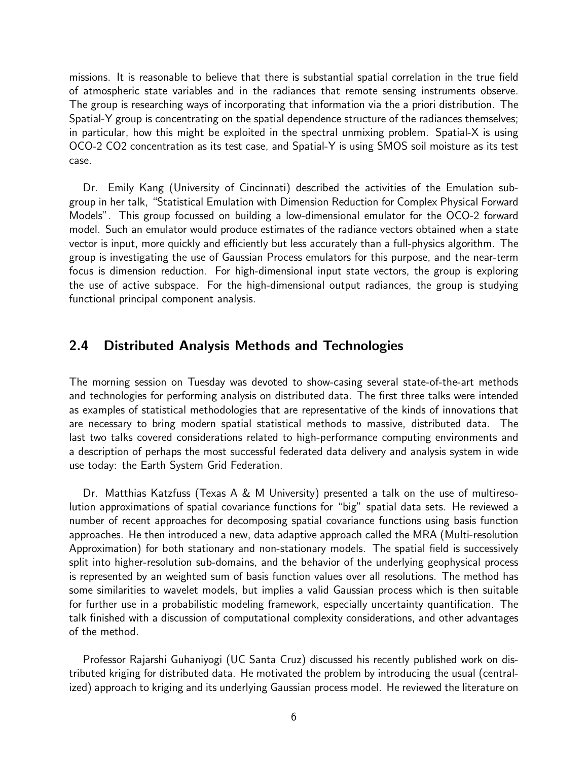missions. It is reasonable to believe that there is substantial spatial correlation in the true field of atmospheric state variables and in the radiances that remote sensing instruments observe. The group is researching ways of incorporating that information via the a priori distribution. The Spatial-Y group is concentrating on the spatial dependence structure of the radiances themselves; in particular, how this might be exploited in the spectral unmixing problem. Spatial-X is using OCO-2 CO2 concentration as its test case, and Spatial-Y is using SMOS soil moisture as its test case.

Dr. Emily Kang (University of Cincinnati) described the activities of the Emulation subgroup in her talk, "Statistical Emulation with Dimension Reduction for Complex Physical Forward Models". This group focussed on building a low-dimensional emulator for the OCO-2 forward model. Such an emulator would produce estimates of the radiance vectors obtained when a state vector is input, more quickly and efficiently but less accurately than a full-physics algorithm. The group is investigating the use of Gaussian Process emulators for this purpose, and the near-term focus is dimension reduction. For high-dimensional input state vectors, the group is exploring the use of active subspace. For the high-dimensional output radiances, the group is studying functional principal component analysis.

## 2.4 Distributed Analysis Methods and Technologies

The morning session on Tuesday was devoted to show-casing several state-of-the-art methods and technologies for performing analysis on distributed data. The first three talks were intended as examples of statistical methodologies that are representative of the kinds of innovations that are necessary to bring modern spatial statistical methods to massive, distributed data. The last two talks covered considerations related to high-performance computing environments and a description of perhaps the most successful federated data delivery and analysis system in wide use today: the Earth System Grid Federation.

Dr. Matthias Katzfuss (Texas A & M University) presented a talk on the use of multiresolution approximations of spatial covariance functions for "big" spatial data sets. He reviewed a number of recent approaches for decomposing spatial covariance functions using basis function approaches. He then introduced a new, data adaptive approach called the MRA (Multi-resolution Approximation) for both stationary and non-stationary models. The spatial field is successively split into higher-resolution sub-domains, and the behavior of the underlying geophysical process is represented by an weighted sum of basis function values over all resolutions. The method has some similarities to wavelet models, but implies a valid Gaussian process which is then suitable for further use in a probabilistic modeling framework, especially uncertainty quantification. The talk finished with a discussion of computational complexity considerations, and other advantages of the method.

Professor Rajarshi Guhaniyogi (UC Santa Cruz) discussed his recently published work on distributed kriging for distributed data. He motivated the problem by introducing the usual (centralized) approach to kriging and its underlying Gaussian process model. He reviewed the literature on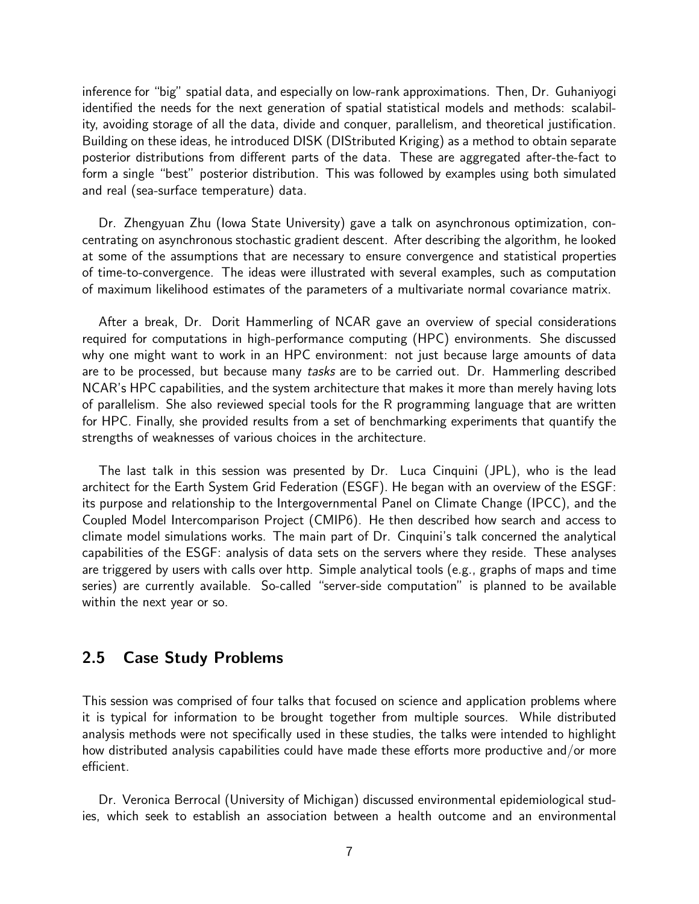inference for "big" spatial data, and especially on low-rank approximations. Then, Dr. Guhaniyogi identified the needs for the next generation of spatial statistical models and methods: scalability, avoiding storage of all the data, divide and conquer, parallelism, and theoretical justification. Building on these ideas, he introduced DISK (DIStributed Kriging) as a method to obtain separate posterior distributions from different parts of the data. These are aggregated after-the-fact to form a single "best" posterior distribution. This was followed by examples using both simulated and real (sea-surface temperature) data.

Dr. Zhengyuan Zhu (Iowa State University) gave a talk on asynchronous optimization, concentrating on asynchronous stochastic gradient descent. After describing the algorithm, he looked at some of the assumptions that are necessary to ensure convergence and statistical properties of time-to-convergence. The ideas were illustrated with several examples, such as computation of maximum likelihood estimates of the parameters of a multivariate normal covariance matrix.

After a break, Dr. Dorit Hammerling of NCAR gave an overview of special considerations required for computations in high-performance computing (HPC) environments. She discussed why one might want to work in an HPC environment: not just because large amounts of data are to be processed, but because many *tasks* are to be carried out. Dr. Hammerling described NCAR's HPC capabilities, and the system architecture that makes it more than merely having lots of parallelism. She also reviewed special tools for the R programming language that are written for HPC. Finally, she provided results from a set of benchmarking experiments that quantify the strengths of weaknesses of various choices in the architecture.

The last talk in this session was presented by Dr. Luca Cinquini (JPL), who is the lead architect for the Earth System Grid Federation (ESGF). He began with an overview of the ESGF: its purpose and relationship to the Intergovernmental Panel on Climate Change (IPCC), and the Coupled Model Intercomparison Project (CMIP6). He then described how search and access to climate model simulations works. The main part of Dr. Cinquini's talk concerned the analytical capabilities of the ESGF: analysis of data sets on the servers where they reside. These analyses are triggered by users with calls over http. Simple analytical tools (e.g., graphs of maps and time series) are currently available. So-called "server-side computation" is planned to be available within the next year or so.

## 2.5 Case Study Problems

This session was comprised of four talks that focused on science and application problems where it is typical for information to be brought together from multiple sources. While distributed analysis methods were not specifically used in these studies, the talks were intended to highlight how distributed analysis capabilities could have made these efforts more productive and/or more efficient.

Dr. Veronica Berrocal (University of Michigan) discussed environmental epidemiological studies, which seek to establish an association between a health outcome and an environmental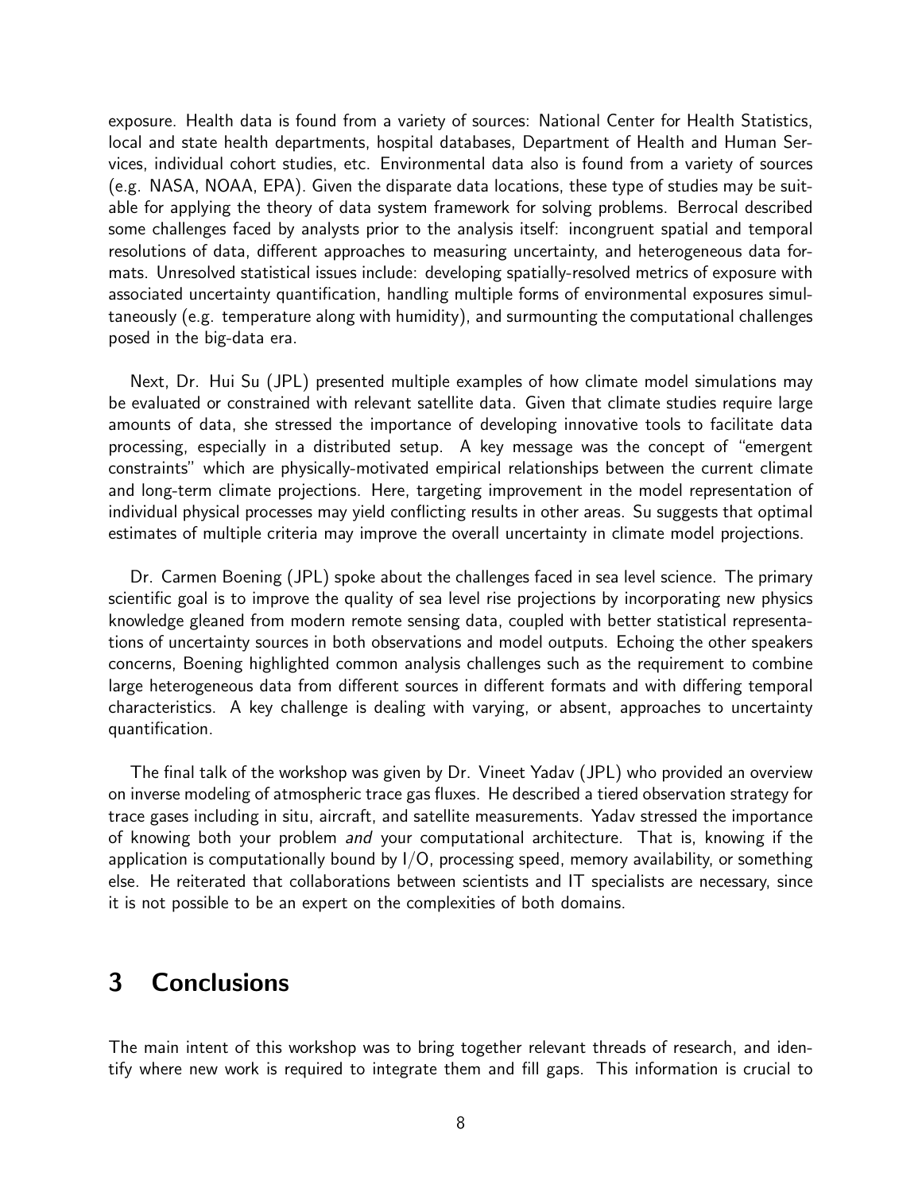exposure. Health data is found from a variety of sources: National Center for Health Statistics, local and state health departments, hospital databases, Department of Health and Human Services, individual cohort studies, etc. Environmental data also is found from a variety of sources (e.g. NASA, NOAA, EPA). Given the disparate data locations, these type of studies may be suitable for applying the theory of data system framework for solving problems. Berrocal described some challenges faced by analysts prior to the analysis itself: incongruent spatial and temporal resolutions of data, different approaches to measuring uncertainty, and heterogeneous data formats. Unresolved statistical issues include: developing spatially-resolved metrics of exposure with associated uncertainty quantification, handling multiple forms of environmental exposures simultaneously (e.g. temperature along with humidity), and surmounting the computational challenges posed in the big-data era.

Next, Dr. Hui Su (JPL) presented multiple examples of how climate model simulations may be evaluated or constrained with relevant satellite data. Given that climate studies require large amounts of data, she stressed the importance of developing innovative tools to facilitate data processing, especially in a distributed setup. A key message was the concept of "emergent constraints" which are physically-motivated empirical relationships between the current climate and long-term climate projections. Here, targeting improvement in the model representation of individual physical processes may yield conflicting results in other areas. Su suggests that optimal estimates of multiple criteria may improve the overall uncertainty in climate model projections.

Dr. Carmen Boening (JPL) spoke about the challenges faced in sea level science. The primary scientific goal is to improve the quality of sea level rise projections by incorporating new physics knowledge gleaned from modern remote sensing data, coupled with better statistical representations of uncertainty sources in both observations and model outputs. Echoing the other speakers concerns, Boening highlighted common analysis challenges such as the requirement to combine large heterogeneous data from different sources in different formats and with differing temporal characteristics. A key challenge is dealing with varying, or absent, approaches to uncertainty quantification.

The final talk of the workshop was given by Dr. Vineet Yadav (JPL) who provided an overview on inverse modeling of atmospheric trace gas fluxes. He described a tiered observation strategy for trace gases including in situ, aircraft, and satellite measurements. Yadav stressed the importance of knowing both your problem *and* your computational architecture. That is, knowing if the application is computationally bound by I/O, processing speed, memory availability, or something else. He reiterated that collaborations between scientists and IT specialists are necessary, since it is not possible to be an expert on the complexities of both domains.

# 3 Conclusions

The main intent of this workshop was to bring together relevant threads of research, and identify where new work is required to integrate them and fill gaps. This information is crucial to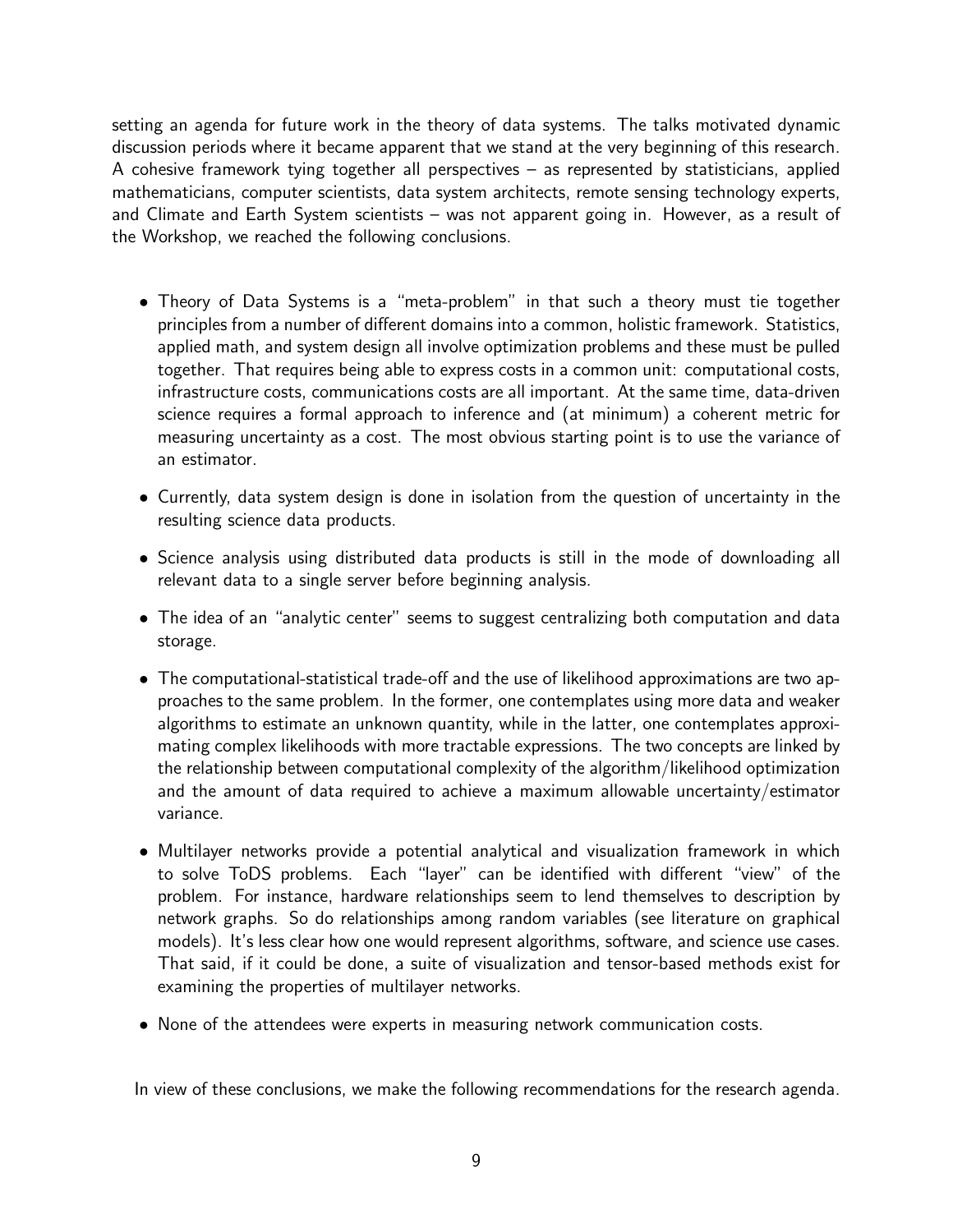setting an agenda for future work in the theory of data systems. The talks motivated dynamic discussion periods where it became apparent that we stand at the very beginning of this research. A cohesive framework tying together all perspectives – as represented by statisticians, applied mathematicians, computer scientists, data system architects, remote sensing technology experts, and Climate and Earth System scientists – was not apparent going in. However, as a result of the Workshop, we reached the following conclusions.

- Theory of Data Systems is a "meta-problem" in that such a theory must tie together principles from a number of different domains into a common, holistic framework. Statistics, applied math, and system design all involve optimization problems and these must be pulled together. That requires being able to express costs in a common unit: computational costs, infrastructure costs, communications costs are all important. At the same time, data-driven science requires a formal approach to inference and (at minimum) a coherent metric for measuring uncertainty as a cost. The most obvious starting point is to use the variance of an estimator.
- Currently, data system design is done in isolation from the question of uncertainty in the resulting science data products.
- Science analysis using distributed data products is still in the mode of downloading all relevant data to a single server before beginning analysis.
- The idea of an "analytic center" seems to suggest centralizing both computation and data storage.
- The computational-statistical trade-off and the use of likelihood approximations are two approaches to the same problem. In the former, one contemplates using more data and weaker algorithms to estimate an unknown quantity, while in the latter, one contemplates approximating complex likelihoods with more tractable expressions. The two concepts are linked by the relationship between computational complexity of the algorithm/likelihood optimization and the amount of data required to achieve a maximum allowable uncertainty/estimator variance.
- Multilayer networks provide a potential analytical and visualization framework in which to solve ToDS problems. Each "layer" can be identified with different "view" of the problem. For instance, hardware relationships seem to lend themselves to description by network graphs. So do relationships among random variables (see literature on graphical models). It's less clear how one would represent algorithms, software, and science use cases. That said, if it could be done, a suite of visualization and tensor-based methods exist for examining the properties of multilayer networks.
- None of the attendees were experts in measuring network communication costs.

In view of these conclusions, we make the following recommendations for the research agenda.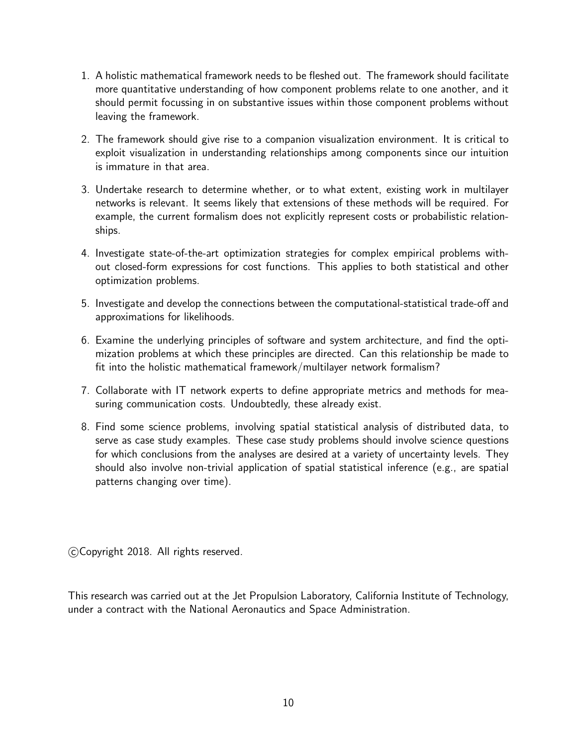1. A holistic mathematical framework needs to be fleshed out. The framework should facilitate more quantitative understanding of how component problems relate to one another, and it should permit focussing in on substantive issues within those component problems without leaving the framework.

2. The framework should give rise to a companion visualization environment. It is critical to exploit visualization in understanding relationships among components since our intuition is immature in that area.

3. Undertake research to determine whether, or to what extent, existing work in multilayer networks is relevant. It seems likely that extensions of these methods will be required. For example, the current formalism does not explicitly represent costs or probabilistic relationships.

4. Investigate state-of-the-art optimization strategies for complex empirical problems without closed-form expressions for cost functions. This applies to both statistical and other optimization problems.

5. Investigate and develop the connections between the computational-statistical trade-off and approximations for likelihoods.

6. Examine the underlying principles of software and system architecture, and find the optimization problems at which these principles are directed. Can this relationship be made to fit into the holistic mathematical framework/multilayer network formalism?

7. Collaborate with IT network experts to define appropriate metrics and methods for measuring communication costs. Undoubtedly, these already exist.

8. Find some science problems, involving spatial statistical analysis of distributed data, to serve as case study examples. These case study problems should involve science questions for which conclusions from the analyses are desired at a variety of uncertainty levels. They should also involve non-trivial application of spatial statistical inference (e.g., are spatial patterns changing over time).

©Copyright 2018. All rights reserved.

This research was carried out at the Jet Propulsion Laboratory, California Institute of Technology, under a contract with the National Aeronautics and Space Administration.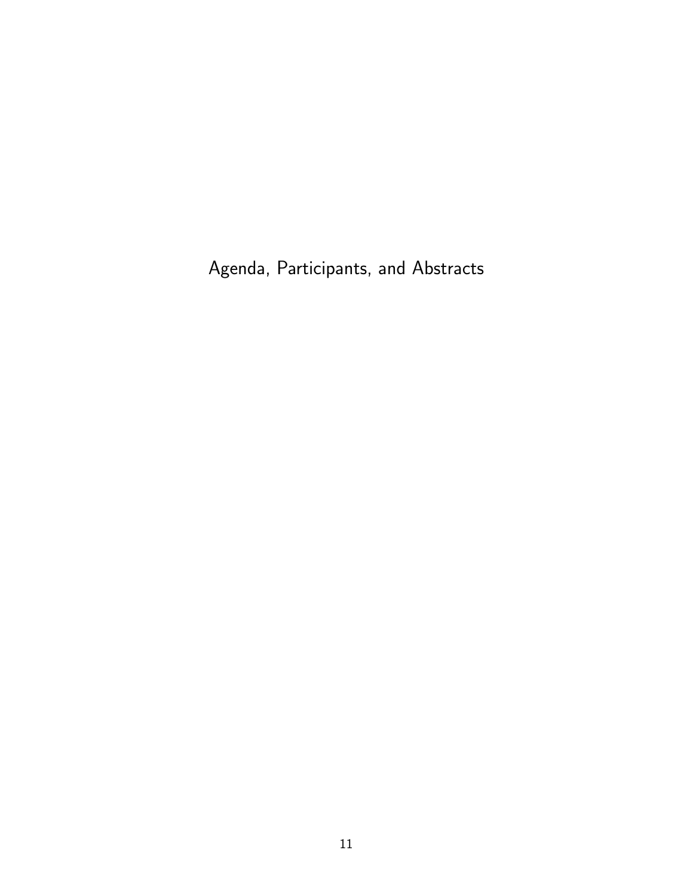# Agenda, Participants, and Abstracts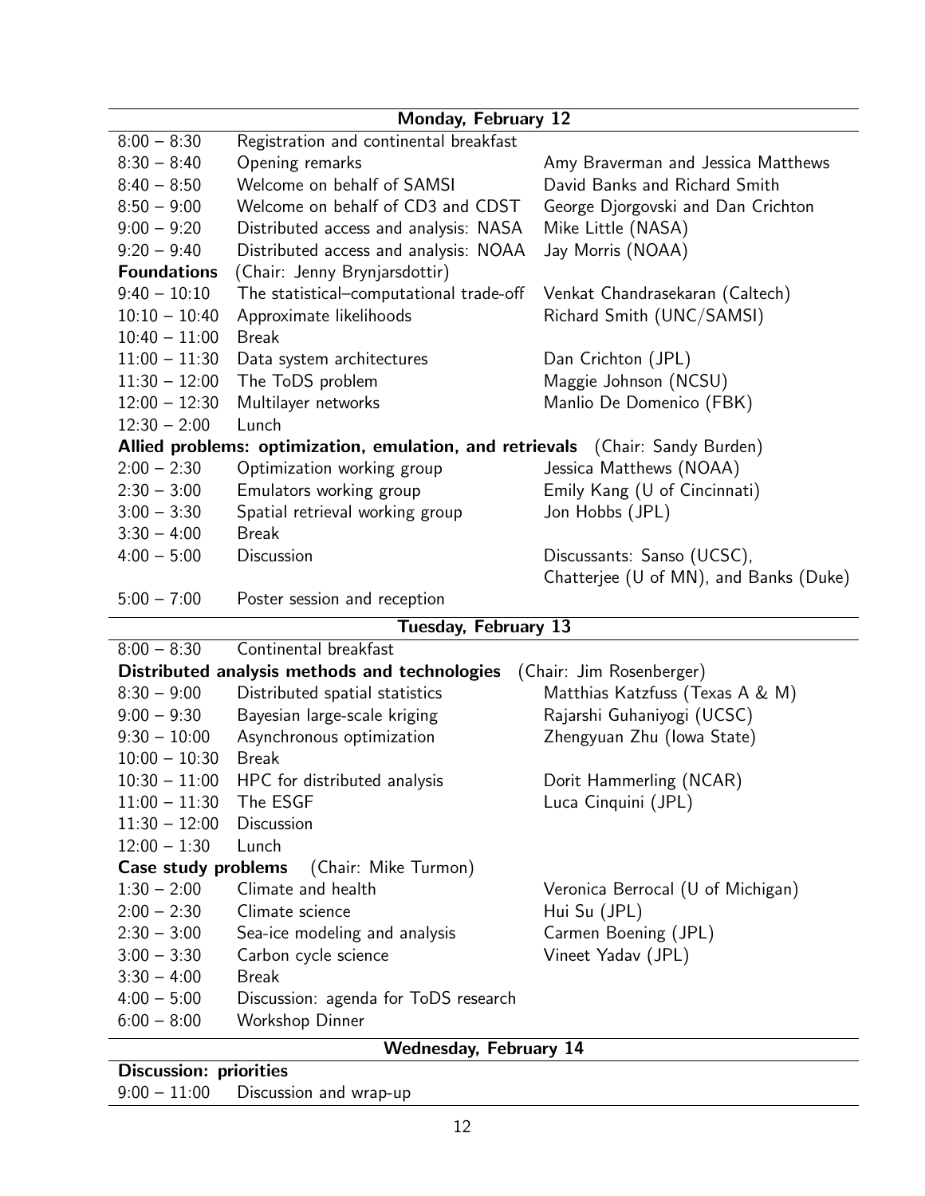| **Monday, February 12** | | |
|---|---|---|
| 8:00 – 8:30 | Registration and continental breakfast | |
| 8:30 – 8:40 | Opening remarks | Amy Braverman and Jessica Matthews |
| 8:40 – 8:50 | Welcome on behalf of SAMSI | David Banks and Richard Smith |
| 8:50 – 9:00 | Welcome on behalf of CD3 and CDST | George Djorgovski and Dan Crichton |
| 9:00 – 9:20 | Distributed access and analysis: NASA | Mike Little (NASA) |
| 9:20 – 9:40 | Distributed access and analysis: NOAA | Jay Morris (NOAA) |
| **Foundations** | (Chair: Jenny Brynjarsdottir) | |
| 9:40 – 10:10 | The statistical–computational trade-off | Venkat Chandrasekaran (Caltech) |
| 10:10 – 10:40 | Approximate likelihoods | Richard Smith (UNC/SAMSI) |
| 10:40 – 11:00 | Break | |
| 11:00 – 11:30 | Data system architectures | Dan Crichton (JPL) |
| 11:30 – 12:00 | The ToDS problem | Maggie Johnson (NCSU) |
| 12:00 – 12:30 | Multilayer networks | Manlio De Domenico (FBK) |
| 12:30 – 2:00 | Lunch | |
| **Allied problems: optimization, emulation, and retrievals** (Chair: Sandy Burden) | | |
| 2:00 – 2:30 | Optimization working group | Jessica Matthews (NOAA) |
| 2:30 – 3:00 | Emulators working group | Emily Kang (U of Cincinnati) |
| 3:00 – 3:30 | Spatial retrieval working group | Jon Hobbs (JPL) |
| 3:30 – 4:00 | Break | |
| 4:00 – 5:00 | Discussion | Discussants: Sanso (UCSC), Chatterjee (U of MN), and Banks (Duke) |
| 5:00 – 7:00 | Poster session and reception | |
| **Tuesday, February 13** | | |
| 8:00 – 8:30 | Continental breakfast | |
| **Distributed analysis methods and technologies** (Chair: Jim Rosenberger) | | |
| 8:30 – 9:00 | Distributed spatial statistics | Matthias Katzfuss (Texas A & M) |
| 9:00 – 9:30 | Bayesian large-scale kriging | Rajarshi Guhaniyogi (UCSC) |
| 9:30 – 10:00 | Asynchronous optimization | Zhengyuan Zhu (Iowa State) |
| 10:00 – 10:30 | Break | |
| 10:30 – 11:00 | HPC for distributed analysis | Dorit Hammerling (NCAR) |
| 11:00 – 11:30 | The ESGF | Luca Cinquini (JPL) |
| 11:30 – 12:00 | Discussion | |
| 12:00 – 1:30 | Lunch | |
| **Case study problems** | (Chair: Mike Turmon) | |
| 1:30 – 2:00 | Climate and health | Veronica Berrocal (U of Michigan) |
| 2:00 – 2:30 | Climate science | Hui Su (JPL) |
| 2:30 – 3:00 | Sea-ice modeling and analysis | Carmen Boening (JPL) |
| 3:00 – 3:30 | Carbon cycle science | Vineet Yadav (JPL) |
| 3:30 – 4:00 | Break | |
| 4:00 – 5:00 | Discussion: agenda for ToDS research | |
| 6:00 – 8:00 | Workshop Dinner | |
| **Wednesday, February 14** | | |
| **Discussion: priorities** | | |
| 9:00 – 11:00 | Discussion and wrap-up | |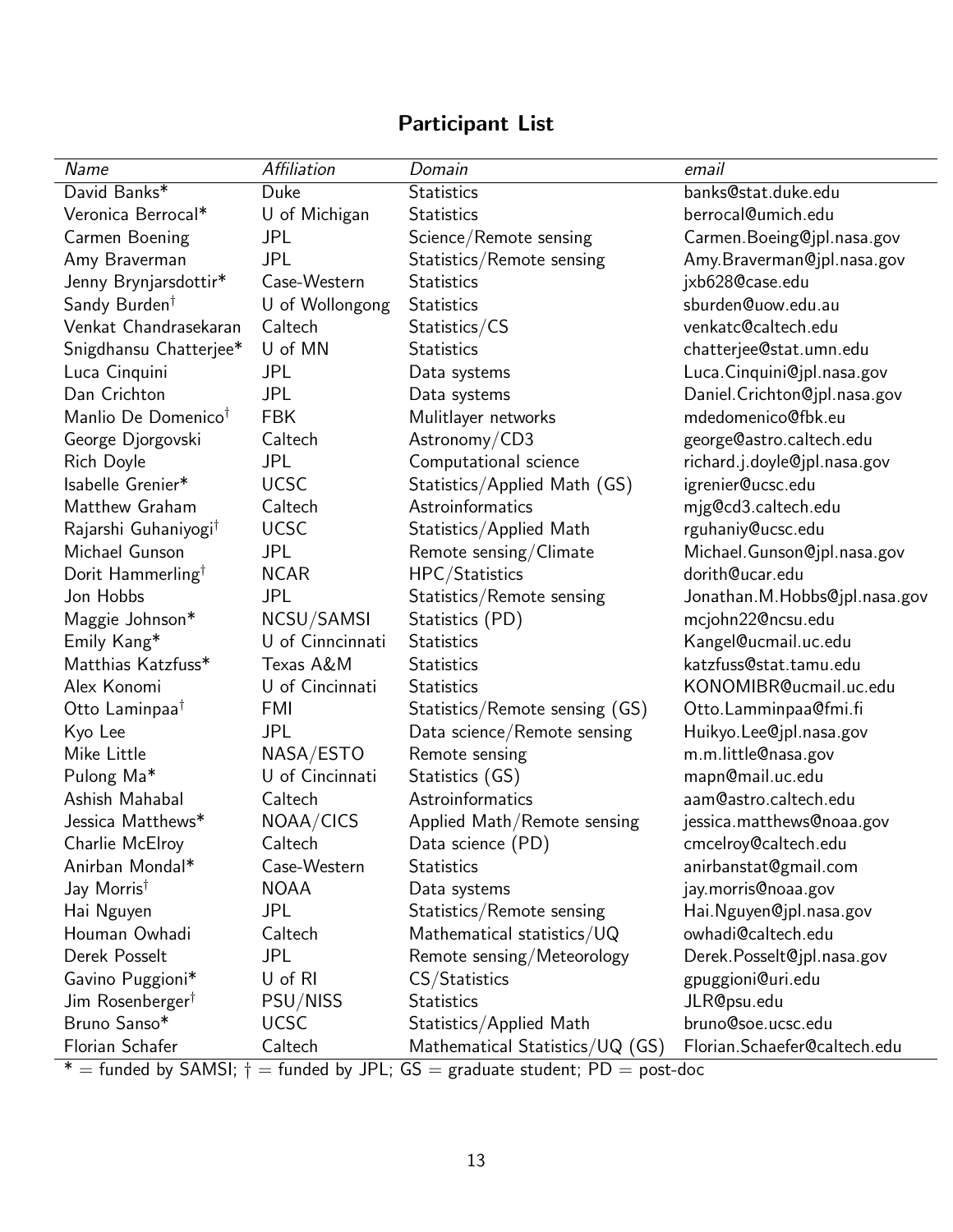## Participant List

| *Name* | *Affiliation* | *Domain* | *email* |
|---|---|---|---|
| David Banks* | Duke | Statistics | banks@stat.duke.edu |
| Veronica Berrocal* | U of Michigan | Statistics | berrocal@umich.edu |
| Carmen Boening | JPL | Science/Remote sensing | Carmen.Boeing@jpl.nasa.gov |
| Amy Braverman | JPL | Statistics/Remote sensing | Amy.Braverman@jpl.nasa.gov |
| Jenny Brynjarsdottir* | Case-Western | Statistics | jxb628@case.edu |
| Sandy Burden† | U of Wollongong | Statistics | sburden@uow.edu.au |
| Venkat Chandrasekaran | Caltech | Statistics/CS | venkatc@caltech.edu |
| Snigdhansu Chatterjee* | U of MN | Statistics | chatterjee@stat.umn.edu |
| Luca Cinquini | JPL | Data systems | Luca.Cinquini@jpl.nasa.gov |
| Dan Crichton | JPL | Data systems | Daniel.Crichton@jpl.nasa.gov |
| Manlio De Domenico† | FBK | Mulitlayer networks | mdedomenico@fbk.eu |
| George Djorgovski | Caltech | Astronomy/CD3 | george@astro.caltech.edu |
| Rich Doyle | JPL | Computational science | richard.j.doyle@jpl.nasa.gov |
| Isabelle Grenier* | UCSC | Statistics/Applied Math (GS) | igrenier@ucsc.edu |
| Matthew Graham | Caltech | Astroinformatics | mjg@cd3.caltech.edu |
| Rajarshi Guhaniyogi† | UCSC | Statistics/Applied Math | rguhaniy@ucsc.edu |
| Michael Gunson | JPL | Remote sensing/Climate | Michael.Gunson@jpl.nasa.gov |
| Dorit Hammerling† | NCAR | HPC/Statistics | dorith@ucar.edu |
| Jon Hobbs | JPL | Statistics/Remote sensing | Jonathan.M.Hobbs@jpl.nasa.gov |
| Maggie Johnson* | NCSU/SAMSI | Statistics (PD) | mcjohn22@ncsu.edu |
| Emily Kang* | U of Cinncinnati | Statistics | Kangel@ucmail.uc.edu |
| Matthias Katzfuss* | Texas A&M | Statistics | katzfuss@stat.tamu.edu |
| Alex Konomi | U of Cincinnati | Statistics | KONOMIBR@ucmail.uc.edu |
| Otto Laminpaa† | FMI | Statistics/Remote sensing (GS) | Otto.Lamminpaa@fmi.fi |
| Kyo Lee | JPL | Data science/Remote sensing | Huikyo.Lee@jpl.nasa.gov |
| Mike Little | NASA/ESTO | Remote sensing | m.m.little@nasa.gov |
| Pulong Ma* | U of Cincinnati | Statistics (GS) | mapn@mail.uc.edu |
| Ashish Mahabal | Caltech | Astroinformatics | aam@astro.caltech.edu |
| Jessica Matthews* | NOAA/CICS | Applied Math/Remote sensing | jessica.matthews@noaa.gov |
| Charlie McElroy | Caltech | Data science (PD) | cmcelroy@caltech.edu |
| Anirban Mondal* | Case-Western | Statistics | anirbanstat@gmail.com |
| Jay Morris† | NOAA | Data systems | jay.morris@noaa.gov |
| Hai Nguyen | JPL | Statistics/Remote sensing | Hai.Nguyen@jpl.nasa.gov |
| Houman Owhadi | Caltech | Mathematical statistics/UQ | owhadi@caltech.edu |
| Derek Posselt | JPL | Remote sensing/Meteorology | Derek.Posselt@jpl.nasa.gov |
| Gavino Puggioni* | U of RI | CS/Statistics | gpuggioni@uri.edu |
| Jim Rosenberger† | PSU/NISS | Statistics | JLR@psu.edu |
| Bruno Sanso* | UCSC | Statistics/Applied Math | bruno@soe.ucsc.edu |
| Florian Schafer | Caltech | Mathematical Statistics/UQ (GS) | Florian.Schaefer@caltech.edu |

* = funded by SAMSI; † = funded by JPL; GS = graduate student; PD = post-doc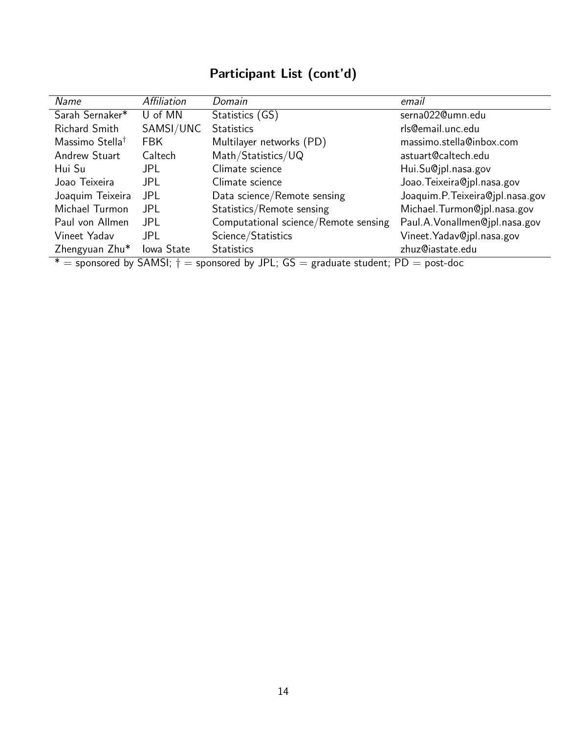## Participant List (cont'd)

| *Name* | *Affiliation* | *Domain* | *email* |
|---|---|---|---|
| Sarah Sernaker* | U of MN | Statistics (GS) | serna022@umn.edu |
| Richard Smith | SAMSI/UNC | Statistics | rls@email.unc.edu |
| Massimo Stella† | FBK | Multilayer networks (PD) | massimo.stella@inbox.com |
| Andrew Stuart | Caltech | Math/Statistics/UQ | astuart@caltech.edu |
| Hui Su | JPL | Climate science | Hui.Su@jpl.nasa.gov |
| Joao Teixeira | JPL | Climate science | Joao.Teixeira@jpl.nasa.gov |
| Joaquim Teixeira | JPL | Data science/Remote sensing | Joaquim.P.Teixeira@jpl.nasa.gov |
| Michael Turmon | JPL | Statistics/Remote sensing | Michael.Turmon@jpl.nasa.gov |
| Paul von Allmen | JPL | Computational science/Remote sensing | Paul.A.Vonallmen@jpl.nasa.gov |
| Vineet Yadav | JPL | Science/Statistics | Vineet.Yadav@jpl.nasa.gov |
| Zhengyuan Zhu* | Iowa State | Statistics | zhuz@iastate.edu |

* = sponsored by SAMSI; † = sponsored by JPL; GS = graduate student; PD = post-doc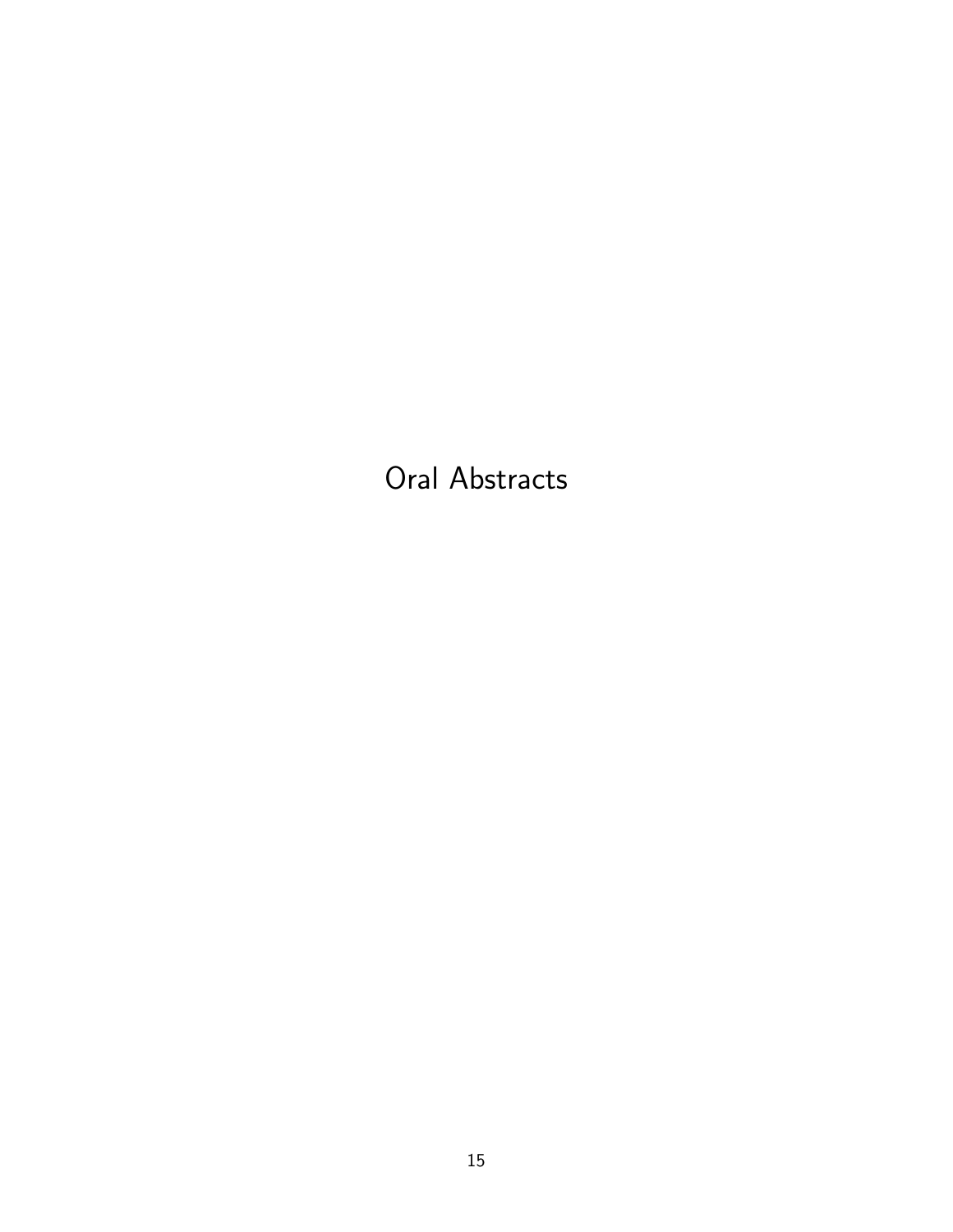# Oral Abstracts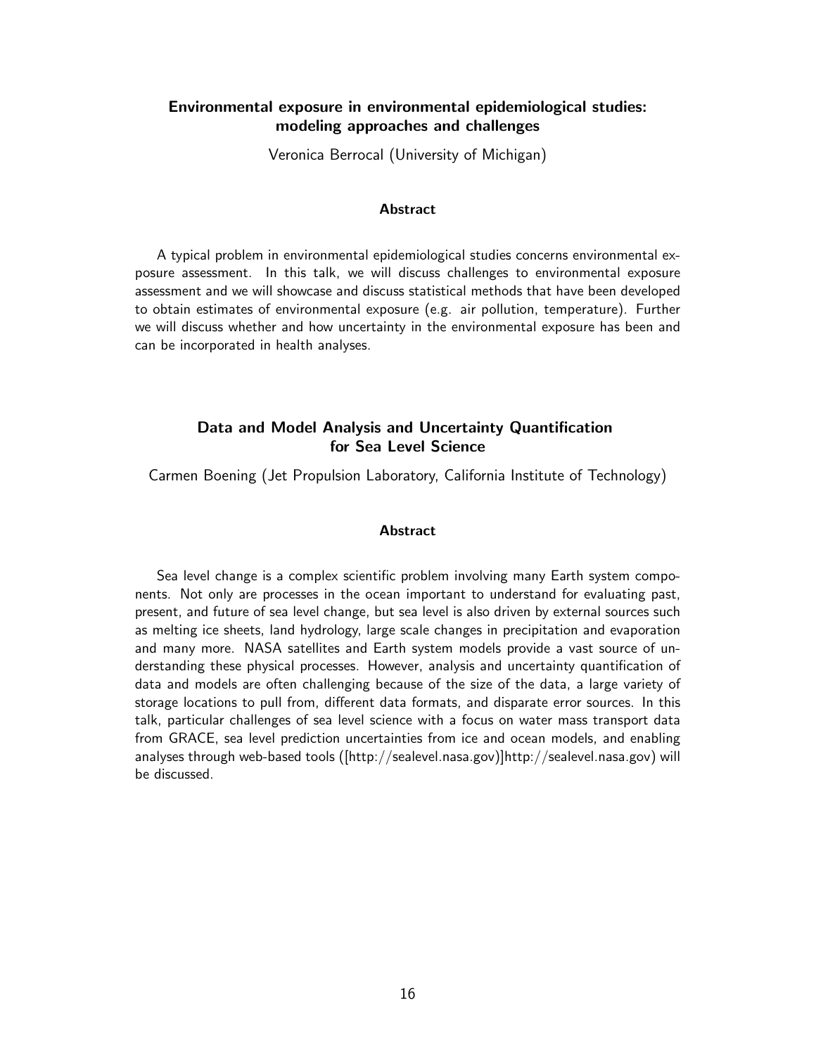## Environmental exposure in environmental epidemiological studies: modeling approaches and challenges

Veronica Berrocal (University of Michigan)

### Abstract

A typical problem in environmental epidemiological studies concerns environmental exposure assessment. In this talk, we will discuss challenges to environmental exposure assessment and we will showcase and discuss statistical methods that have been developed to obtain estimates of environmental exposure (e.g. air pollution, temperature). Further we will discuss whether and how uncertainty in the environmental exposure has been and can be incorporated in health analyses.

## Data and Model Analysis and Uncertainty Quantification for Sea Level Science

Carmen Boening (Jet Propulsion Laboratory, California Institute of Technology)

### Abstract

Sea level change is a complex scientific problem involving many Earth system components. Not only are processes in the ocean important to understand for evaluating past, present, and future of sea level change, but sea level is also driven by external sources such as melting ice sheets, land hydrology, large scale changes in precipitation and evaporation and many more. NASA satellites and Earth system models provide a vast source of understanding these physical processes. However, analysis and uncertainty quantification of data and models are often challenging because of the size of the data, a large variety of storage locations to pull from, different data formats, and disparate error sources. In this talk, particular challenges of sea level science with a focus on water mass transport data from GRACE, sea level prediction uncertainties from ice and ocean models, and enabling analyses through web-based tools ([http://sealevel.nasa.gov)]http://sealevel.nasa.gov) will be discussed.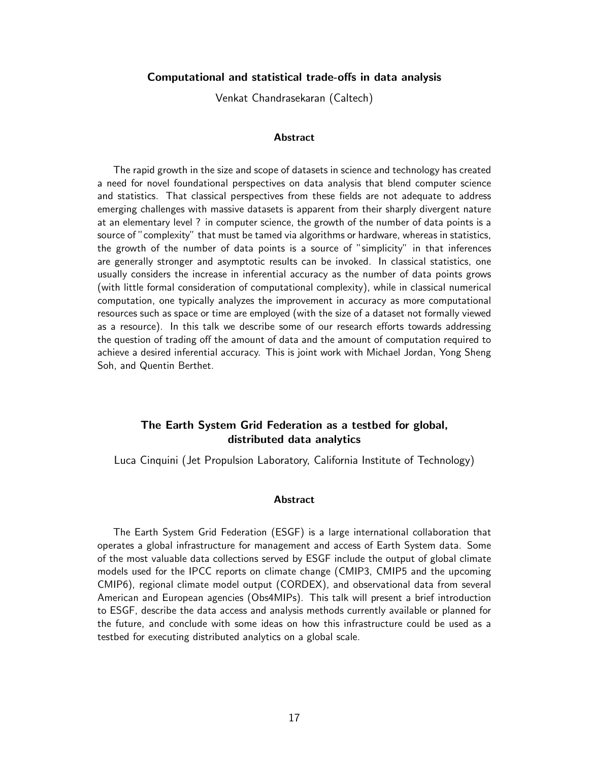### Computational and statistical trade-offs in data analysis

Venkat Chandrasekaran (Caltech)

#### Abstract

The rapid growth in the size and scope of datasets in science and technology has created a need for novel foundational perspectives on data analysis that blend computer science and statistics. That classical perspectives from these fields are not adequate to address emerging challenges with massive datasets is apparent from their sharply divergent nature at an elementary level ? in computer science, the growth of the number of data points is a source of "complexity" that must be tamed via algorithms or hardware, whereas in statistics, the growth of the number of data points is a source of "simplicity" in that inferences are generally stronger and asymptotic results can be invoked. In classical statistics, one usually considers the increase in inferential accuracy as the number of data points grows (with little formal consideration of computational complexity), while in classical numerical computation, one typically analyzes the improvement in accuracy as more computational resources such as space or time are employed (with the size of a dataset not formally viewed as a resource). In this talk we describe some of our research efforts towards addressing the question of trading off the amount of data and the amount of computation required to achieve a desired inferential accuracy. This is joint work with Michael Jordan, Yong Sheng Soh, and Quentin Berthet.

### The Earth System Grid Federation as a testbed for global, distributed data analytics

Luca Cinquini (Jet Propulsion Laboratory, California Institute of Technology)

#### Abstract

The Earth System Grid Federation (ESGF) is a large international collaboration that operates a global infrastructure for management and access of Earth System data. Some of the most valuable data collections served by ESGF include the output of global climate models used for the IPCC reports on climate change (CMIP3, CMIP5 and the upcoming CMIP6), regional climate model output (CORDEX), and observational data from several American and European agencies (Obs4MIPs). This talk will present a brief introduction to ESGF, describe the data access and analysis methods currently available or planned for the future, and conclude with some ideas on how this infrastructure could be used as a testbed for executing distributed analytics on a global scale.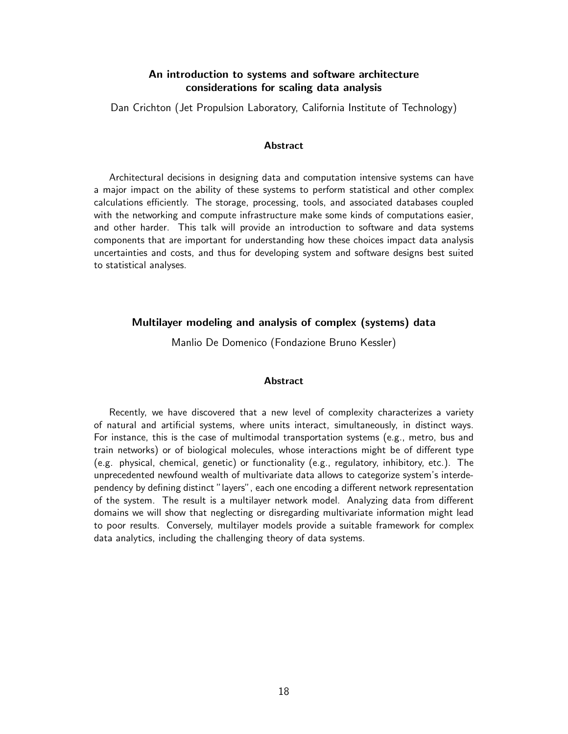## An introduction to systems and software architecture considerations for scaling data analysis

Dan Crichton (Jet Propulsion Laboratory, California Institute of Technology)

### Abstract

Architectural decisions in designing data and computation intensive systems can have a major impact on the ability of these systems to perform statistical and other complex calculations efficiently. The storage, processing, tools, and associated databases coupled with the networking and compute infrastructure make some kinds of computations easier, and other harder. This talk will provide an introduction to software and data systems components that are important for understanding how these choices impact data analysis uncertainties and costs, and thus for developing system and software designs best suited to statistical analyses.

## Multilayer modeling and analysis of complex (systems) data

Manlio De Domenico (Fondazione Bruno Kessler)

### Abstract

Recently, we have discovered that a new level of complexity characterizes a variety of natural and artificial systems, where units interact, simultaneously, in distinct ways. For instance, this is the case of multimodal transportation systems (e.g., metro, bus and train networks) or of biological molecules, whose interactions might be of different type (e.g. physical, chemical, genetic) or functionality (e.g., regulatory, inhibitory, etc.). The unprecedented newfound wealth of multivariate data allows to categorize system's interdependency by defining distinct "layers", each one encoding a different network representation of the system. The result is a multilayer network model. Analyzing data from different domains we will show that neglecting or disregarding multivariate information might lead to poor results. Conversely, multilayer models provide a suitable framework for complex data analytics, including the challenging theory of data systems.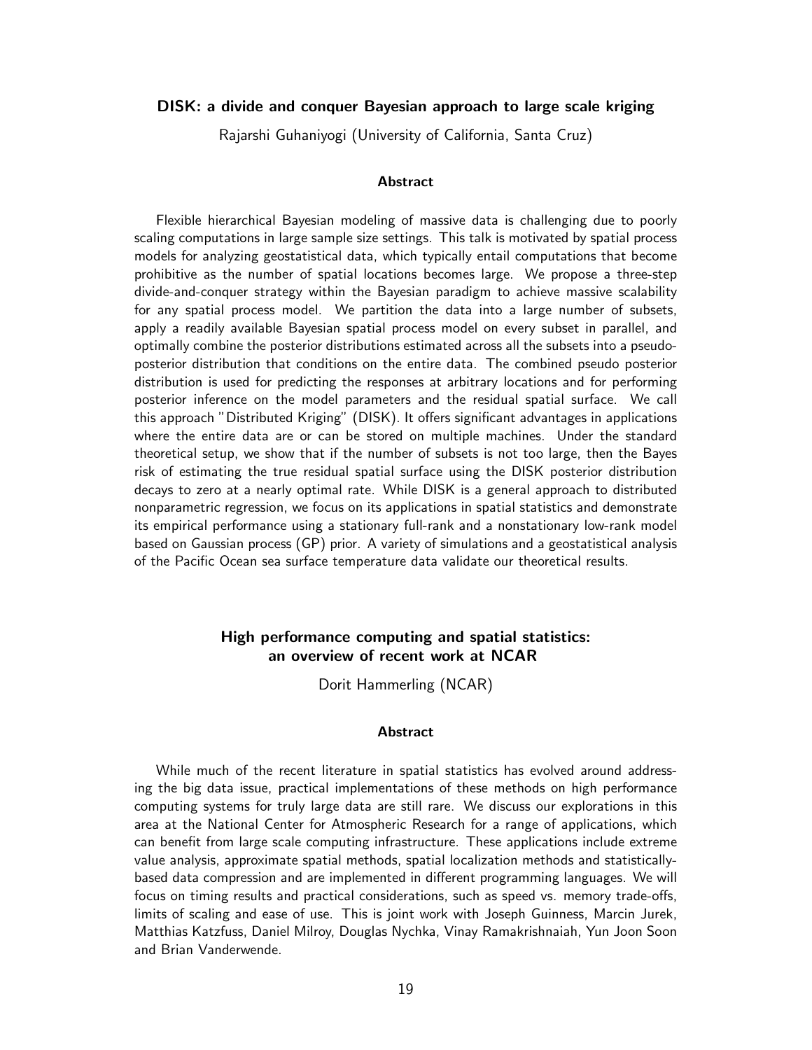### DISK: a divide and conquer Bayesian approach to large scale kriging

Rajarshi Guhaniyogi (University of California, Santa Cruz)

#### Abstract

Flexible hierarchical Bayesian modeling of massive data is challenging due to poorly scaling computations in large sample size settings. This talk is motivated by spatial process models for analyzing geostatistical data, which typically entail computations that become prohibitive as the number of spatial locations becomes large. We propose a three-step divide-and-conquer strategy within the Bayesian paradigm to achieve massive scalability for any spatial process model. We partition the data into a large number of subsets, apply a readily available Bayesian spatial process model on every subset in parallel, and optimally combine the posterior distributions estimated across all the subsets into a pseudo-posterior distribution that conditions on the entire data. The combined pseudo posterior distribution is used for predicting the responses at arbitrary locations and for performing posterior inference on the model parameters and the residual spatial surface. We call this approach "Distributed Kriging" (DISK). It offers significant advantages in applications where the entire data are or can be stored on multiple machines. Under the standard theoretical setup, we show that if the number of subsets is not too large, then the Bayes risk of estimating the true residual spatial surface using the DISK posterior distribution decays to zero at a nearly optimal rate. While DISK is a general approach to distributed nonparametric regression, we focus on its applications in spatial statistics and demonstrate its empirical performance using a stationary full-rank and a nonstationary low-rank model based on Gaussian process (GP) prior. A variety of simulations and a geostatistical analysis of the Pacific Ocean sea surface temperature data validate our theoretical results.

### High performance computing and spatial statistics: an overview of recent work at NCAR

Dorit Hammerling (NCAR)

#### Abstract

While much of the recent literature in spatial statistics has evolved around addressing the big data issue, practical implementations of these methods on high performance computing systems for truly large data are still rare. We discuss our explorations in this area at the National Center for Atmospheric Research for a range of applications, which can benefit from large scale computing infrastructure. These applications include extreme value analysis, approximate spatial methods, spatial localization methods and statistically-based data compression and are implemented in different programming languages. We will focus on timing results and practical considerations, such as speed vs. memory trade-offs, limits of scaling and ease of use. This is joint work with Joseph Guinness, Marcin Jurek, Matthias Katzfuss, Daniel Milroy, Douglas Nychka, Vinay Ramakrishnaiah, Yun Joon Soon and Brian Vanderwende.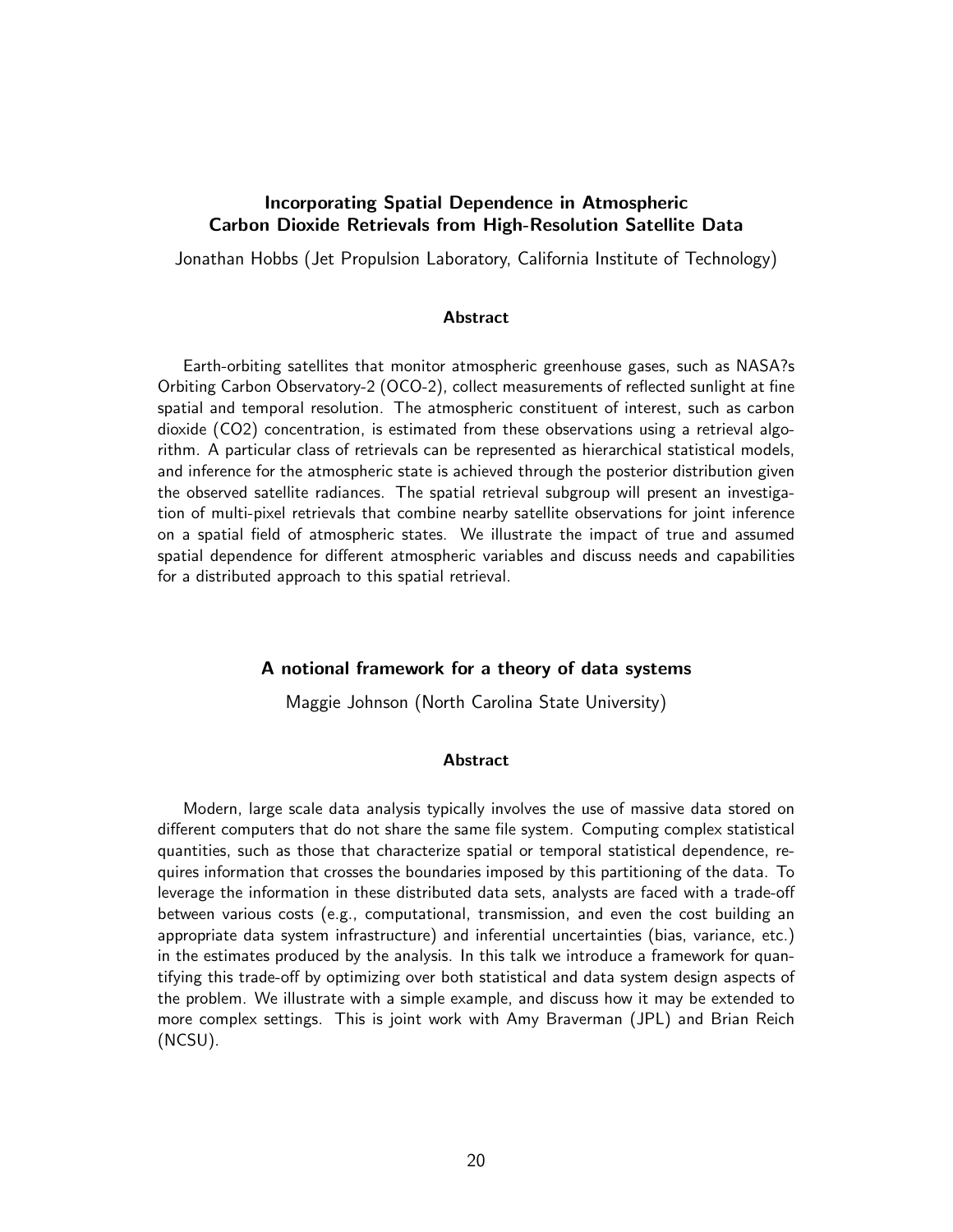## Incorporating Spatial Dependence in Atmospheric Carbon Dioxide Retrievals from High-Resolution Satellite Data

Jonathan Hobbs (Jet Propulsion Laboratory, California Institute of Technology)

### Abstract

Earth-orbiting satellites that monitor atmospheric greenhouse gases, such as NASA?s Orbiting Carbon Observatory-2 (OCO-2), collect measurements of reflected sunlight at fine spatial and temporal resolution. The atmospheric constituent of interest, such as carbon dioxide ($CO_2$) concentration, is estimated from these observations using a retrieval algorithm. A particular class of retrievals can be represented as hierarchical statistical models, and inference for the atmospheric state is achieved through the posterior distribution given the observed satellite radiances. The spatial retrieval subgroup will present an investigation of multi-pixel retrievals that combine nearby satellite observations for joint inference on a spatial field of atmospheric states. We illustrate the impact of true and assumed spatial dependence for different atmospheric variables and discuss needs and capabilities for a distributed approach to this spatial retrieval.

## A notional framework for a theory of data systems

Maggie Johnson (North Carolina State University)

### Abstract

Modern, large scale data analysis typically involves the use of massive data stored on different computers that do not share the same file system. Computing complex statistical quantities, such as those that characterize spatial or temporal statistical dependence, requires information that crosses the boundaries imposed by this partitioning of the data. To leverage the information in these distributed data sets, analysts are faced with a trade-off between various costs (e.g., computational, transmission, and even the cost building an appropriate data system infrastructure) and inferential uncertainties (bias, variance, etc.) in the estimates produced by the analysis. In this talk we introduce a framework for quantifying this trade-off by optimizing over both statistical and data system design aspects of the problem. We illustrate with a simple example, and discuss how it may be extended to more complex settings. This is joint work with Amy Braverman (JPL) and Brian Reich (NCSU).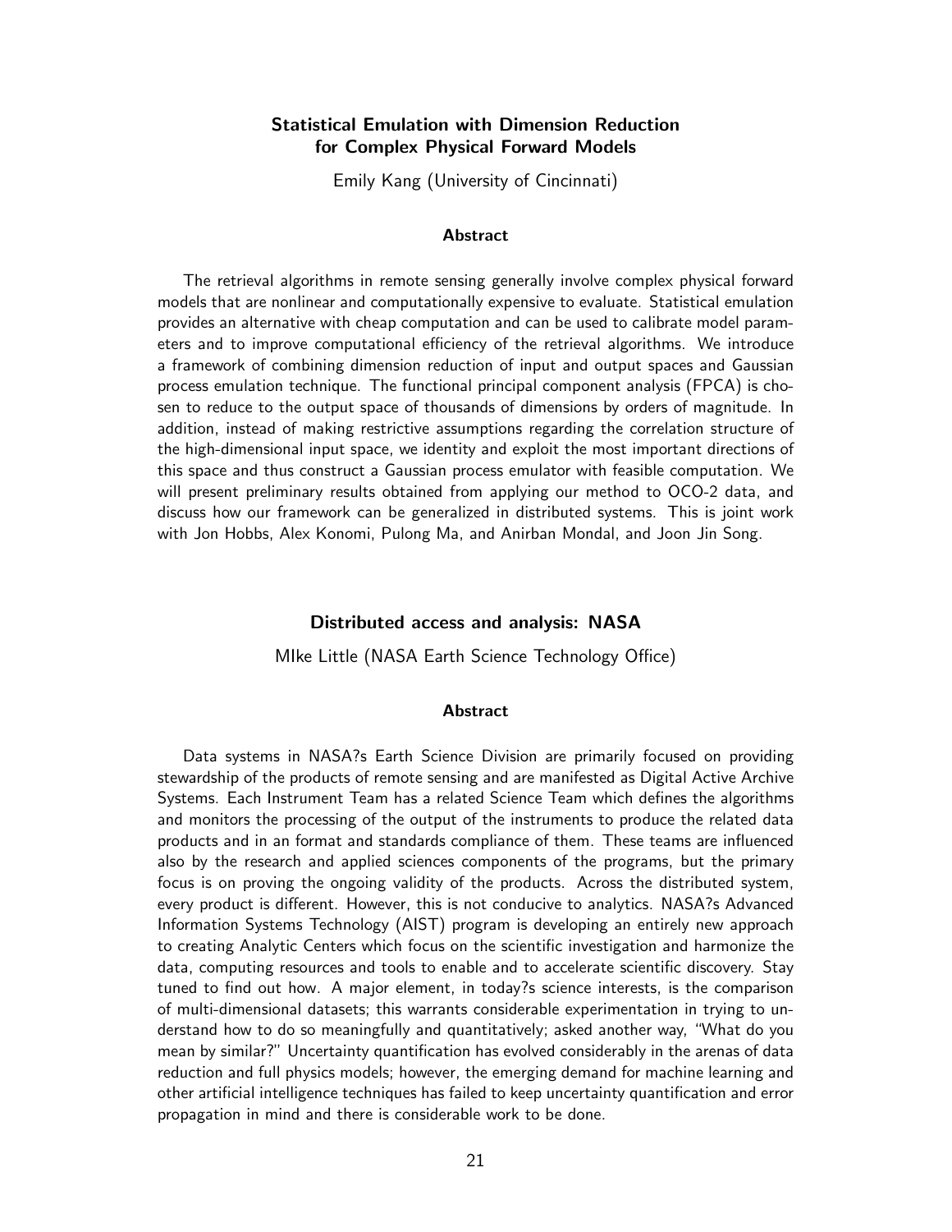### Statistical Emulation with Dimension Reduction for Complex Physical Forward Models

Emily Kang (University of Cincinnati)

#### Abstract

The retrieval algorithms in remote sensing generally involve complex physical forward models that are nonlinear and computationally expensive to evaluate. Statistical emulation provides an alternative with cheap computation and can be used to calibrate model parameters and to improve computational efficiency of the retrieval algorithms. We introduce a framework of combining dimension reduction of input and output spaces and Gaussian process emulation technique. The functional principal component analysis (FPCA) is chosen to reduce to the output space of thousands of dimensions by orders of magnitude. In addition, instead of making restrictive assumptions regarding the correlation structure of the high-dimensional input space, we identity and exploit the most important directions of this space and thus construct a Gaussian process emulator with feasible computation. We will present preliminary results obtained from applying our method to OCO-2 data, and discuss how our framework can be generalized in distributed systems. This is joint work with Jon Hobbs, Alex Konomi, Pulong Ma, and Anirban Mondal, and Joon Jin Song.

### Distributed access and analysis: NASA

MIke Little (NASA Earth Science Technology Office)

#### Abstract

Data systems in NASA?s Earth Science Division are primarily focused on providing stewardship of the products of remote sensing and are manifested as Digital Active Archive Systems. Each Instrument Team has a related Science Team which defines the algorithms and monitors the processing of the output of the instruments to produce the related data products and in an format and standards compliance of them. These teams are influenced also by the research and applied sciences components of the programs, but the primary focus is on proving the ongoing validity of the products. Across the distributed system, every product is different. However, this is not conducive to analytics. NASA?s Advanced Information Systems Technology (AIST) program is developing an entirely new approach to creating Analytic Centers which focus on the scientific investigation and harmonize the data, computing resources and tools to enable and to accelerate scientific discovery. Stay tuned to find out how. A major element, in today?s science interests, is the comparison of multi-dimensional datasets; this warrants considerable experimentation in trying to understand how to do so meaningfully and quantitatively; asked another way, "What do you mean by similar?" Uncertainty quantification has evolved considerably in the arenas of data reduction and full physics models; however, the emerging demand for machine learning and other artificial intelligence techniques has failed to keep uncertainty quantification and error propagation in mind and there is considerable work to be done.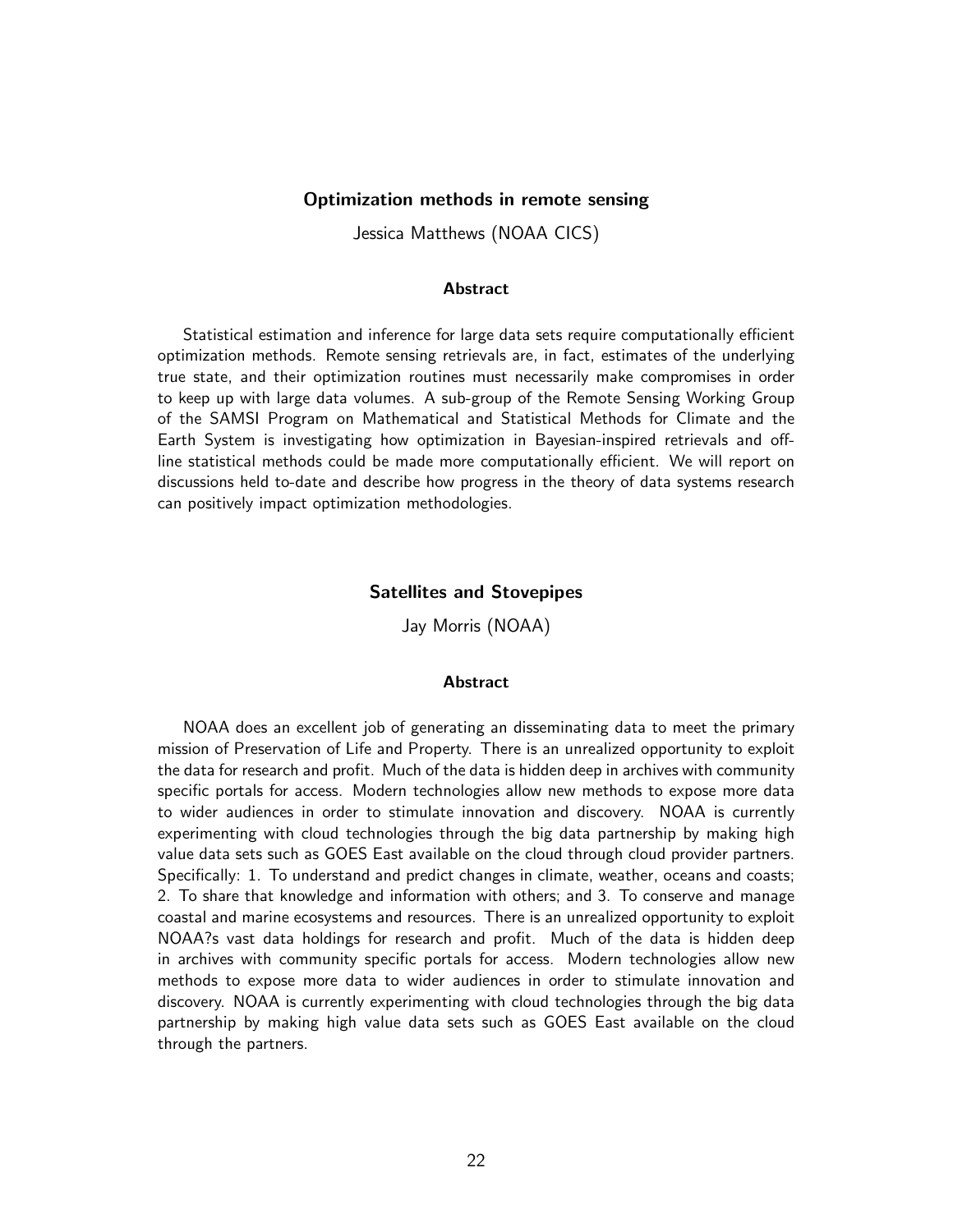### Optimization methods in remote sensing

Jessica Matthews (NOAA CICS)

#### Abstract

Statistical estimation and inference for large data sets require computationally efficient optimization methods. Remote sensing retrievals are, in fact, estimates of the underlying true state, and their optimization routines must necessarily make compromises in order to keep up with large data volumes. A sub-group of the Remote Sensing Working Group of the SAMSI Program on Mathematical and Statistical Methods for Climate and the Earth System is investigating how optimization in Bayesian-inspired retrievals and off-line statistical methods could be made more computationally efficient. We will report on discussions held to-date and describe how progress in the theory of data systems research can positively impact optimization methodologies.

### Satellites and Stovepipes

Jay Morris (NOAA)

#### Abstract

NOAA does an excellent job of generating an disseminating data to meet the primary mission of Preservation of Life and Property. There is an unrealized opportunity to exploit the data for research and profit. Much of the data is hidden deep in archives with community specific portals for access. Modern technologies allow new methods to expose more data to wider audiences in order to stimulate innovation and discovery. NOAA is currently experimenting with cloud technologies through the big data partnership by making high value data sets such as GOES East available on the cloud through cloud provider partners. Specifically: 1. To understand and predict changes in climate, weather, oceans and coasts; 2. To share that knowledge and information with others; and 3. To conserve and manage coastal and marine ecosystems and resources. There is an unrealized opportunity to exploit NOAA?s vast data holdings for research and profit. Much of the data is hidden deep in archives with community specific portals for access. Modern technologies allow new methods to expose more data to wider audiences in order to stimulate innovation and discovery. NOAA is currently experimenting with cloud technologies through the big data partnership by making high value data sets such as GOES East available on the cloud through the partners.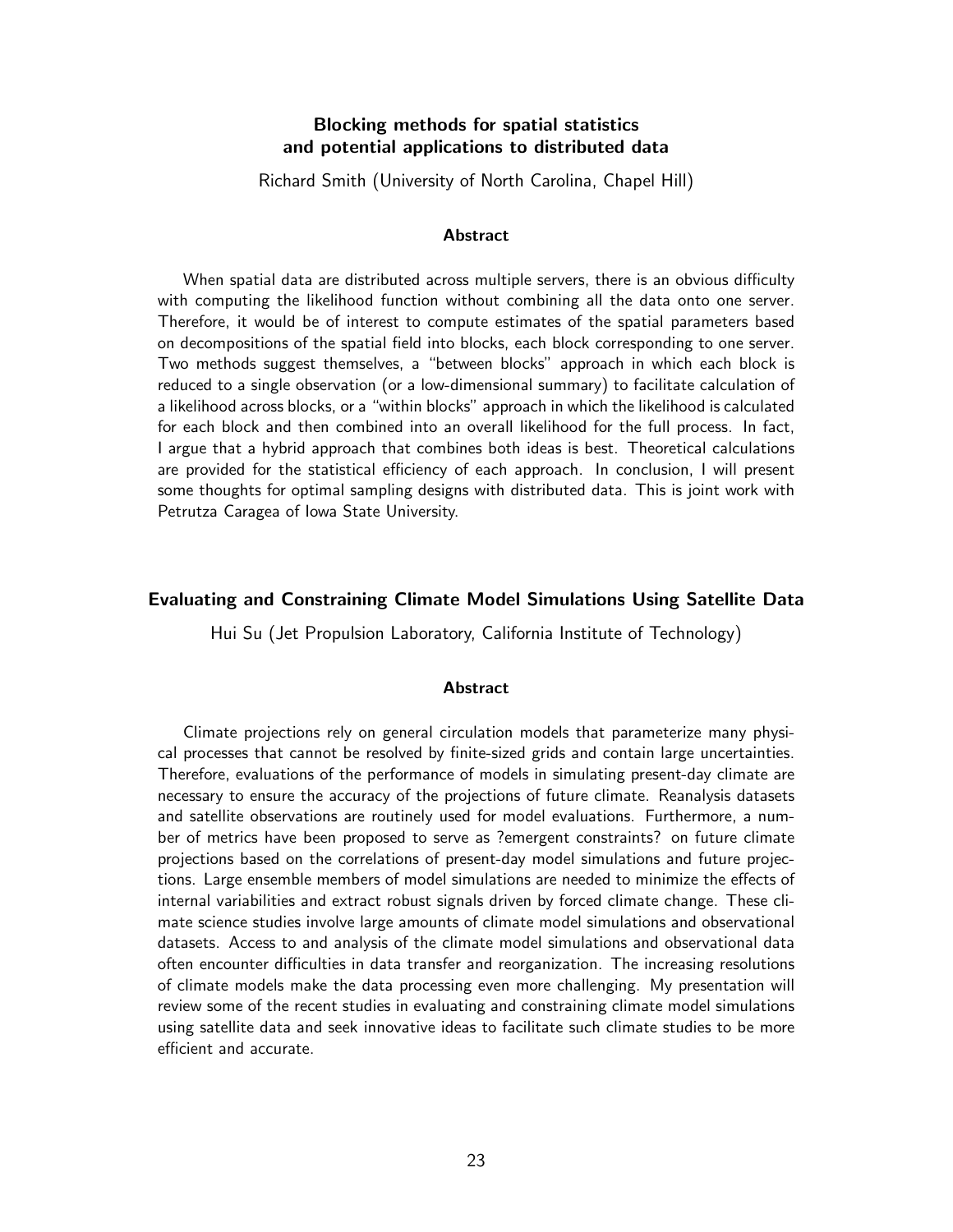## Blocking methods for spatial statistics and potential applications to distributed data

Richard Smith (University of North Carolina, Chapel Hill)

### Abstract

When spatial data are distributed across multiple servers, there is an obvious difficulty with computing the likelihood function without combining all the data onto one server. Therefore, it would be of interest to compute estimates of the spatial parameters based on decompositions of the spatial field into blocks, each block corresponding to one server. Two methods suggest themselves, a "between blocks" approach in which each block is reduced to a single observation (or a low-dimensional summary) to facilitate calculation of a likelihood across blocks, or a "within blocks" approach in which the likelihood is calculated for each block and then combined into an overall likelihood for the full process. In fact, I argue that a hybrid approach that combines both ideas is best. Theoretical calculations are provided for the statistical efficiency of each approach. In conclusion, I will present some thoughts for optimal sampling designs with distributed data. This is joint work with Petrutza Caragea of Iowa State University.

## Evaluating and Constraining Climate Model Simulations Using Satellite Data

Hui Su (Jet Propulsion Laboratory, California Institute of Technology)

### Abstract

Climate projections rely on general circulation models that parameterize many physical processes that cannot be resolved by finite-sized grids and contain large uncertainties. Therefore, evaluations of the performance of models in simulating present-day climate are necessary to ensure the accuracy of the projections of future climate. Reanalysis datasets and satellite observations are routinely used for model evaluations. Furthermore, a number of metrics have been proposed to serve as ?emergent constraints? on future climate projections based on the correlations of present-day model simulations and future projections. Large ensemble members of model simulations are needed to minimize the effects of internal variabilities and extract robust signals driven by forced climate change. These climate science studies involve large amounts of climate model simulations and observational datasets. Access to and analysis of the climate model simulations and observational data often encounter difficulties in data transfer and reorganization. The increasing resolutions of climate models make the data processing even more challenging. My presentation will review some of the recent studies in evaluating and constraining climate model simulations using satellite data and seek innovative ideas to facilitate such climate studies to be more efficient and accurate.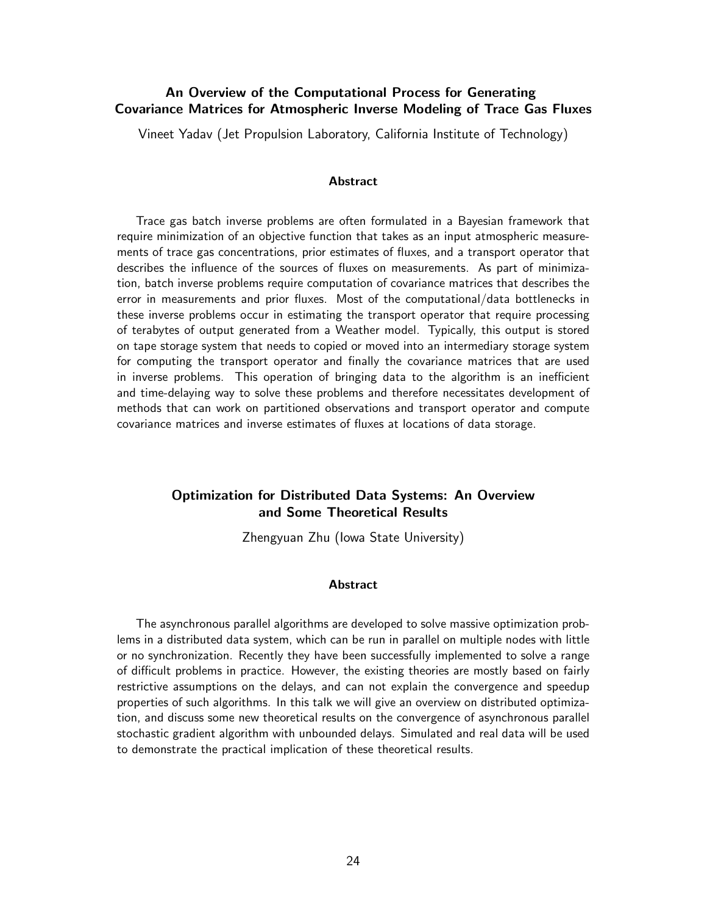## An Overview of the Computational Process for Generating Covariance Matrices for Atmospheric Inverse Modeling of Trace Gas Fluxes

Vineet Yadav (Jet Propulsion Laboratory, California Institute of Technology)

### Abstract

Trace gas batch inverse problems are often formulated in a Bayesian framework that require minimization of an objective function that takes as an input atmospheric measurements of trace gas concentrations, prior estimates of fluxes, and a transport operator that describes the influence of the sources of fluxes on measurements. As part of minimization, batch inverse problems require computation of covariance matrices that describes the error in measurements and prior fluxes. Most of the computational/data bottlenecks in these inverse problems occur in estimating the transport operator that require processing of terabytes of output generated from a Weather model. Typically, this output is stored on tape storage system that needs to copied or moved into an intermediary storage system for computing the transport operator and finally the covariance matrices that are used in inverse problems. This operation of bringing data to the algorithm is an inefficient and time-delaying way to solve these problems and therefore necessitates development of methods that can work on partitioned observations and transport operator and compute covariance matrices and inverse estimates of fluxes at locations of data storage.

## Optimization for Distributed Data Systems: An Overview and Some Theoretical Results

Zhengyuan Zhu (Iowa State University)

### Abstract

The asynchronous parallel algorithms are developed to solve massive optimization problems in a distributed data system, which can be run in parallel on multiple nodes with little or no synchronization. Recently they have been successfully implemented to solve a range of difficult problems in practice. However, the existing theories are mostly based on fairly restrictive assumptions on the delays, and can not explain the convergence and speedup properties of such algorithms. In this talk we will give an overview on distributed optimization, and discuss some new theoretical results on the convergence of asynchronous parallel stochastic gradient algorithm with unbounded delays. Simulated and real data will be used to demonstrate the practical implication of these theoretical results.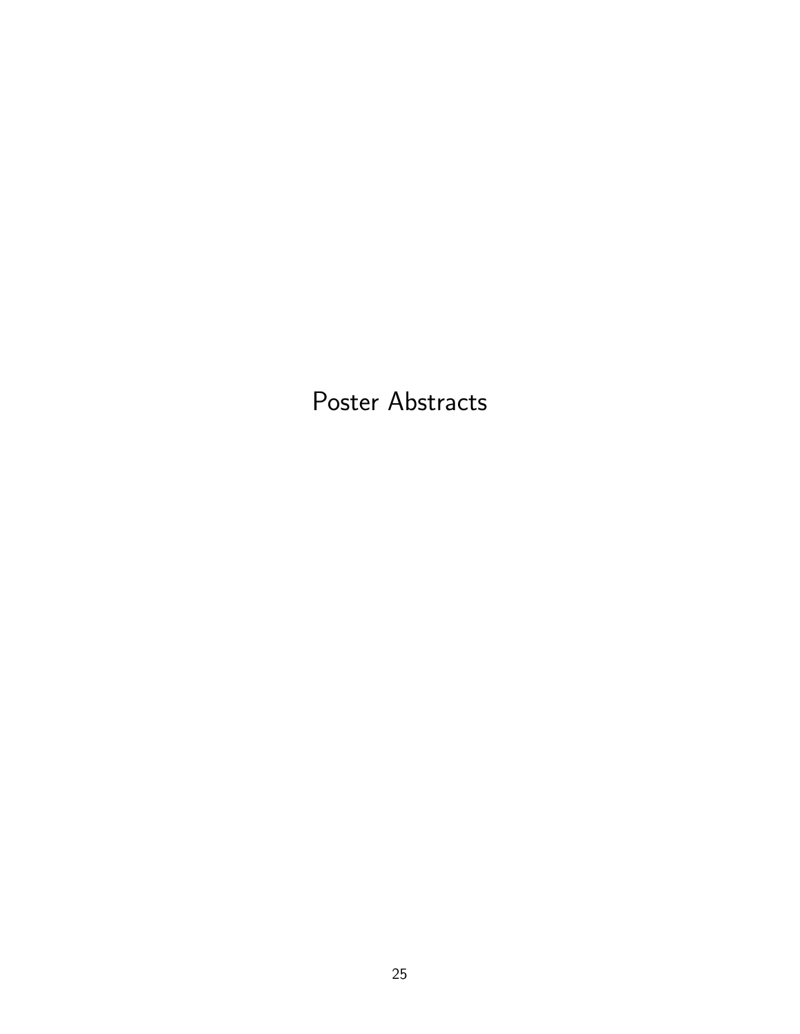# Poster Abstracts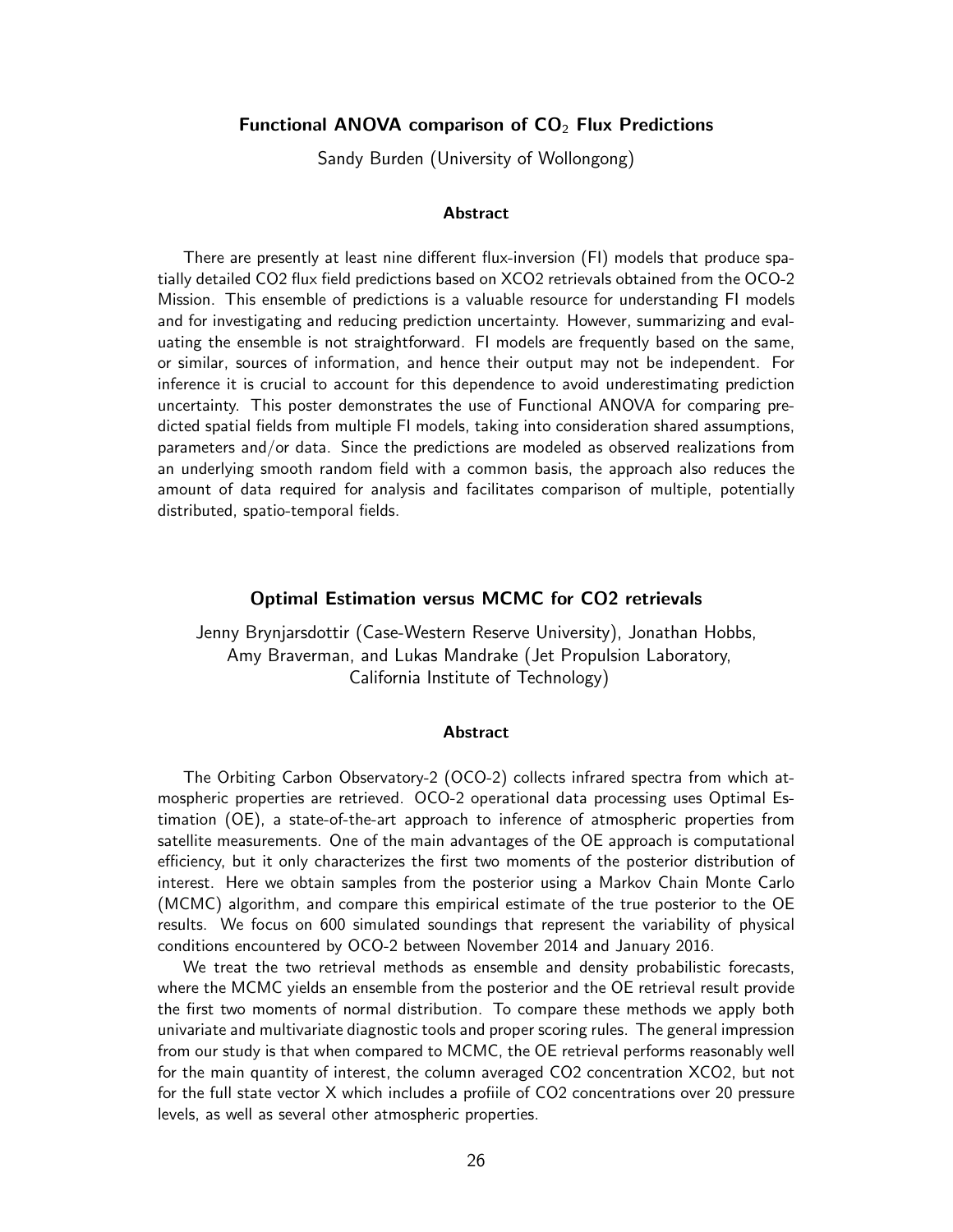### Functional ANOVA comparison of $CO_2$ Flux Predictions

Sandy Burden (University of Wollongong)

#### Abstract

There are presently at least nine different flux-inversion (FI) models that produce spatially detailed CO2 flux field predictions based on XCO2 retrievals obtained from the OCO-2 Mission. This ensemble of predictions is a valuable resource for understanding FI models and for investigating and reducing prediction uncertainty. However, summarizing and evaluating the ensemble is not straightforward. FI models are frequently based on the same, or similar, sources of information, and hence their output may not be independent. For inference it is crucial to account for this dependence to avoid underestimating prediction uncertainty. This poster demonstrates the use of Functional ANOVA for comparing predicted spatial fields from multiple FI models, taking into consideration shared assumptions, parameters and/or data. Since the predictions are modeled as observed realizations from an underlying smooth random field with a common basis, the approach also reduces the amount of data required for analysis and facilitates comparison of multiple, potentially distributed, spatio-temporal fields.

### Optimal Estimation versus MCMC for CO2 retrievals

Jenny Brynjarsdottir (Case-Western Reserve University), Jonathan Hobbs, Amy Braverman, and Lukas Mandrake (Jet Propulsion Laboratory, California Institute of Technology)

#### Abstract

The Orbiting Carbon Observatory-2 (OCO-2) collects infrared spectra from which atmospheric properties are retrieved. OCO-2 operational data processing uses Optimal Estimation (OE), a state-of-the-art approach to inference of atmospheric properties from satellite measurements. One of the main advantages of the OE approach is computational efficiency, but it only characterizes the first two moments of the posterior distribution of interest. Here we obtain samples from the posterior using a Markov Chain Monte Carlo (MCMC) algorithm, and compare this empirical estimate of the true posterior to the OE results. We focus on 600 simulated soundings that represent the variability of physical conditions encountered by OCO-2 between November 2014 and January 2016.

We treat the two retrieval methods as ensemble and density probabilistic forecasts, where the MCMC yields an ensemble from the posterior and the OE retrieval result provide the first two moments of normal distribution. To compare these methods we apply both univariate and multivariate diagnostic tools and proper scoring rules. The general impression from our study is that when compared to MCMC, the OE retrieval performs reasonably well for the main quantity of interest, the column averaged CO2 concentration XCO2, but not for the full state vector X which includes a profiile of CO2 concentrations over 20 pressure levels, as well as several other atmospheric properties.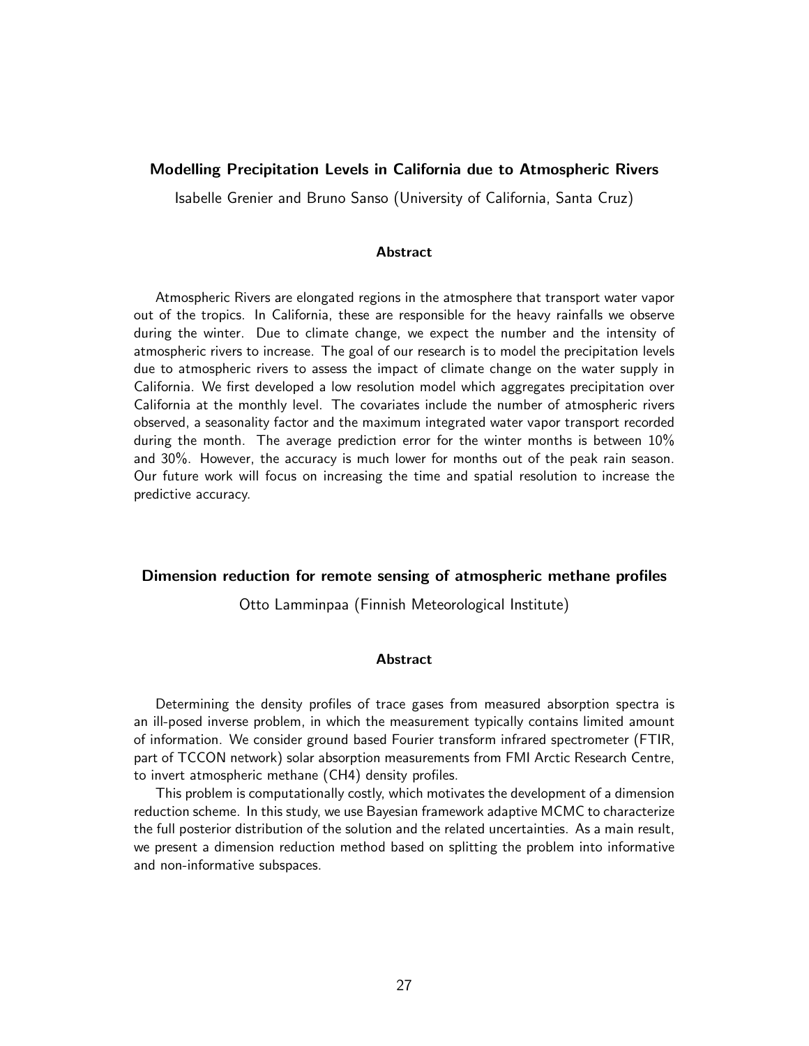### Modelling Precipitation Levels in California due to Atmospheric Rivers

Isabelle Grenier and Bruno Sanso (University of California, Santa Cruz)

#### Abstract

Atmospheric Rivers are elongated regions in the atmosphere that transport water vapor out of the tropics. In California, these are responsible for the heavy rainfalls we observe during the winter. Due to climate change, we expect the number and the intensity of atmospheric rivers to increase. The goal of our research is to model the precipitation levels due to atmospheric rivers to assess the impact of climate change on the water supply in California. We first developed a low resolution model which aggregates precipitation over California at the monthly level. The covariates include the number of atmospheric rivers observed, a seasonality factor and the maximum integrated water vapor transport recorded during the month. The average prediction error for the winter months is between 10% and 30%. However, the accuracy is much lower for months out of the peak rain season. Our future work will focus on increasing the time and spatial resolution to increase the predictive accuracy.

### Dimension reduction for remote sensing of atmospheric methane profiles

Otto Lamminpaa (Finnish Meteorological Institute)

#### Abstract

Determining the density profiles of trace gases from measured absorption spectra is an ill-posed inverse problem, in which the measurement typically contains limited amount of information. We consider ground based Fourier transform infrared spectrometer (FTIR, part of TCCON network) solar absorption measurements from FMI Arctic Research Centre, to invert atmospheric methane ($CH_4$) density profiles.

This problem is computationally costly, which motivates the development of a dimension reduction scheme. In this study, we use Bayesian framework adaptive MCMC to characterize the full posterior distribution of the solution and the related uncertainties. As a main result, we present a dimension reduction method based on splitting the problem into informative and non-informative subspaces.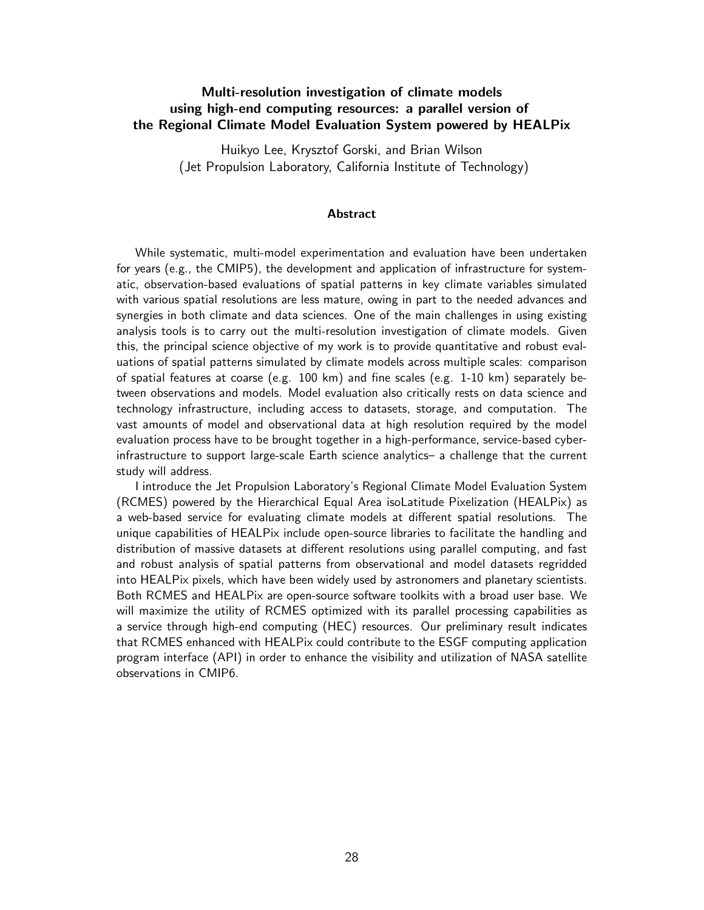## Multi-resolution investigation of climate models using high-end computing resources: a parallel version of the Regional Climate Model Evaluation System powered by HEALPix

Huikyo Lee, Krysztof Gorski, and Brian Wilson
(Jet Propulsion Laboratory, California Institute of Technology)

### Abstract

While systematic, multi-model experimentation and evaluation have been undertaken for years (e.g., the CMIP5), the development and application of infrastructure for systematic, observation-based evaluations of spatial patterns in key climate variables simulated with various spatial resolutions are less mature, owing in part to the needed advances and synergies in both climate and data sciences. One of the main challenges in using existing analysis tools is to carry out the multi-resolution investigation of climate models. Given this, the principal science objective of my work is to provide quantitative and robust evaluations of spatial patterns simulated by climate models across multiple scales: comparison of spatial features at coarse (e.g. 100 km) and fine scales (e.g. 1-10 km) separately between observations and models. Model evaluation also critically rests on data science and technology infrastructure, including access to datasets, storage, and computation. The vast amounts of model and observational data at high resolution required by the model evaluation process have to be brought together in a high-performance, service-based cyberinfrastructure to support large-scale Earth science analytics– a challenge that the current study will address.

I introduce the Jet Propulsion Laboratory's Regional Climate Model Evaluation System (RCMES) powered by the Hierarchical Equal Area isoLatitude Pixelization (HEALPix) as a web-based service for evaluating climate models at different spatial resolutions. The unique capabilities of HEALPix include open-source libraries to facilitate the handling and distribution of massive datasets at different resolutions using parallel computing, and fast and robust analysis of spatial patterns from observational and model datasets regridded into HEALPix pixels, which have been widely used by astronomers and planetary scientists. Both RCMES and HEALPix are open-source software toolkits with a broad user base. We will maximize the utility of RCMES optimized with its parallel processing capabilities as a service through high-end computing (HEC) resources. Our preliminary result indicates that RCMES enhanced with HEALPix could contribute to the ESGF computing application program interface (API) in order to enhance the visibility and utilization of NASA satellite observations in CMIP6.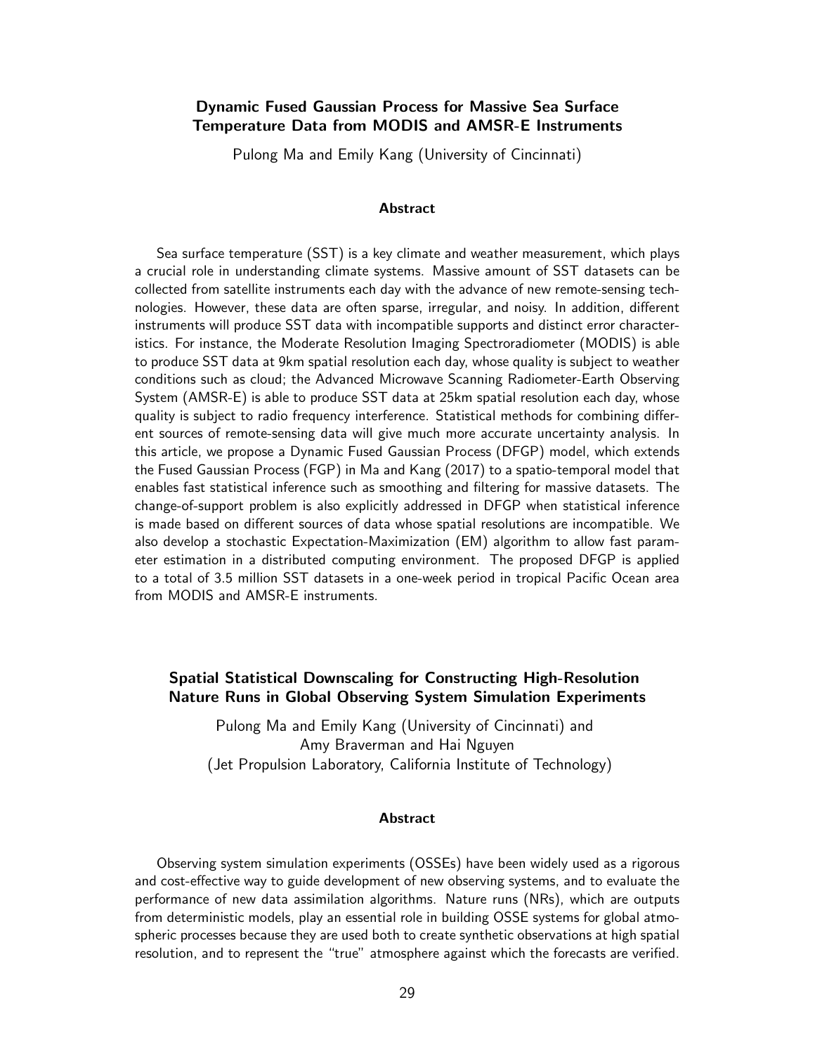## Dynamic Fused Gaussian Process for Massive Sea Surface Temperature Data from MODIS and AMSR-E Instruments

Pulong Ma and Emily Kang (University of Cincinnati)

### Abstract

Sea surface temperature (SST) is a key climate and weather measurement, which plays a crucial role in understanding climate systems. Massive amount of SST datasets can be collected from satellite instruments each day with the advance of new remote-sensing technologies. However, these data are often sparse, irregular, and noisy. In addition, different instruments will produce SST data with incompatible supports and distinct error characteristics. For instance, the Moderate Resolution Imaging Spectroradiometer (MODIS) is able to produce SST data at 9km spatial resolution each day, whose quality is subject to weather conditions such as cloud; the Advanced Microwave Scanning Radiometer-Earth Observing System (AMSR-E) is able to produce SST data at 25km spatial resolution each day, whose quality is subject to radio frequency interference. Statistical methods for combining different sources of remote-sensing data will give much more accurate uncertainty analysis. In this article, we propose a Dynamic Fused Gaussian Process (DFGP) model, which extends the Fused Gaussian Process (FGP) in Ma and Kang (2017) to a spatio-temporal model that enables fast statistical inference such as smoothing and filtering for massive datasets. The change-of-support problem is also explicitly addressed in DFGP when statistical inference is made based on different sources of data whose spatial resolutions are incompatible. We also develop a stochastic Expectation-Maximization (EM) algorithm to allow fast parameter estimation in a distributed computing environment. The proposed DFGP is applied to a total of 3.5 million SST datasets in a one-week period in tropical Pacific Ocean area from MODIS and AMSR-E instruments.

## Spatial Statistical Downscaling for Constructing High-Resolution Nature Runs in Global Observing System Simulation Experiments

Pulong Ma and Emily Kang (University of Cincinnati) and
Amy Braverman and Hai Nguyen
(Jet Propulsion Laboratory, California Institute of Technology)

### Abstract

Observing system simulation experiments (OSSEs) have been widely used as a rigorous and cost-effective way to guide development of new observing systems, and to evaluate the performance of new data assimilation algorithms. Nature runs (NRs), which are outputs from deterministic models, play an essential role in building OSSE systems for global atmospheric processes because they are used both to create synthetic observations at high spatial resolution, and to represent the "true" atmosphere against which the forecasts are verified.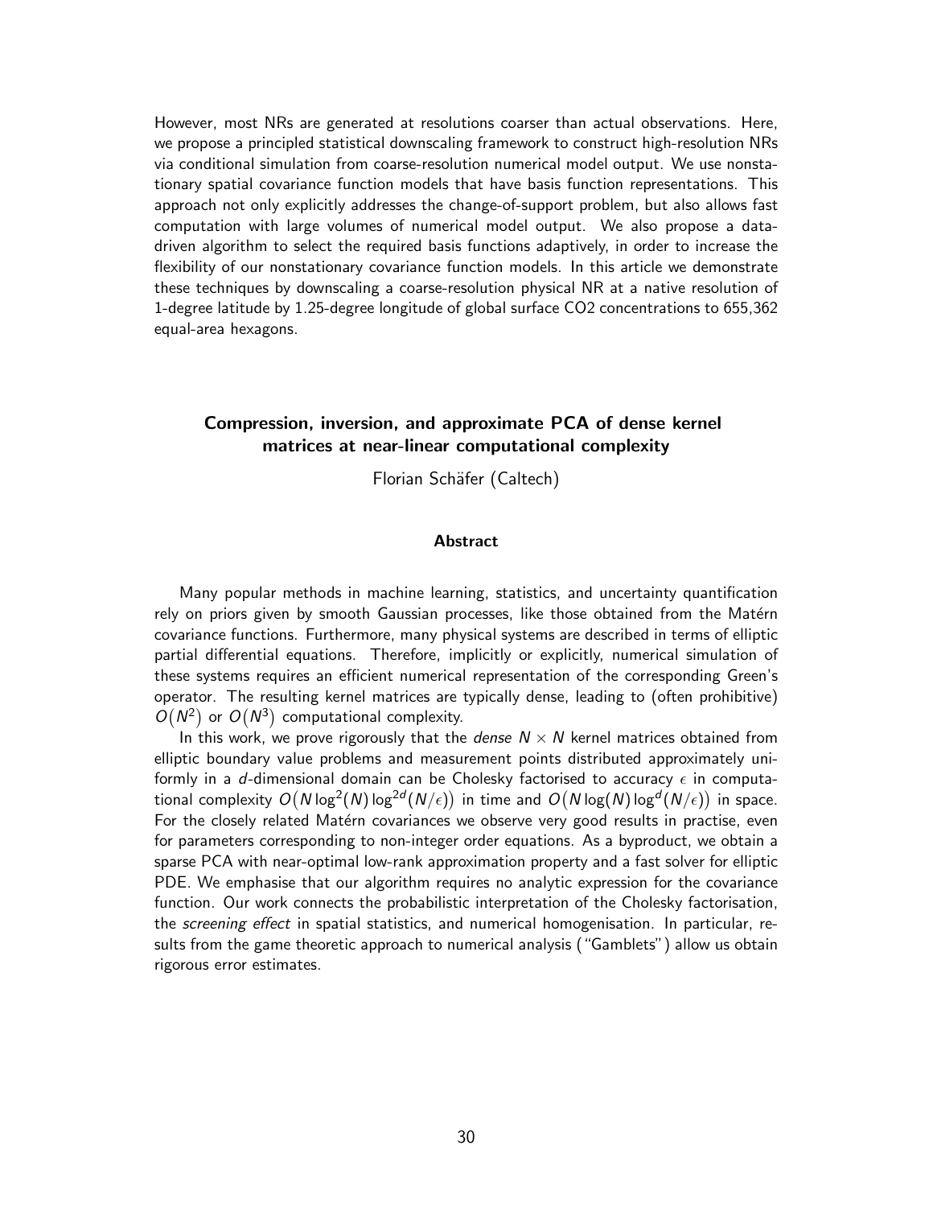However, most NRs are generated at resolutions coarser than actual observations. Here, we propose a principled statistical downscaling framework to construct high-resolution NRs via conditional simulation from coarse-resolution numerical model output. We use nonstationary spatial covariance function models that have basis function representations. This approach not only explicitly addresses the change-of-support problem, but also allows fast computation with large volumes of numerical model output. We also propose a data-driven algorithm to select the required basis functions adaptively, in order to increase the flexibility of our nonstationary covariance function models. In this article we demonstrate these techniques by downscaling a coarse-resolution physical NR at a native resolution of 1-degree latitude by 1.25-degree longitude of global surface CO2 concentrations to 655,362 equal-area hexagons.

## Compression, inversion, and approximate PCA of dense kernel matrices at near-linear computational complexity

Florian Schäfer (Caltech)

### Abstract

Many popular methods in machine learning, statistics, and uncertainty quantification rely on priors given by smooth Gaussian processes, like those obtained from the Matérn covariance functions. Furthermore, many physical systems are described in terms of elliptic partial differential equations. Therefore, implicitly or explicitly, numerical simulation of these systems requires an efficient numerical representation of the corresponding Green's operator. The resulting kernel matrices are typically dense, leading to (often prohibitive) $O(N^2)$ or $O(N^3)$ computational complexity.

In this work, we prove rigorously that the *dense* $N \times N$ kernel matrices obtained from elliptic boundary value problems and measurement points distributed approximately uniformly in a $d$-dimensional domain can be Cholesky factorised to accuracy $\epsilon$ in computational complexity $O(N \log^2(N) \log^{2d}(N/\epsilon))$ in time and $O(N \log(N) \log^d(N/\epsilon))$ in space. For the closely related Matérn covariances we observe very good results in practise, even for parameters corresponding to non-integer order equations. As a byproduct, we obtain a sparse PCA with near-optimal low-rank approximation property and a fast solver for elliptic PDE. We emphasise that our algorithm requires no analytic expression for the covariance function. Our work connects the probabilistic interpretation of the Cholesky factorisation, the *screening effect* in spatial statistics, and numerical homogenisation. In particular, results from the game theoretic approach to numerical analysis ("Gamblets") allow us obtain rigorous error estimates.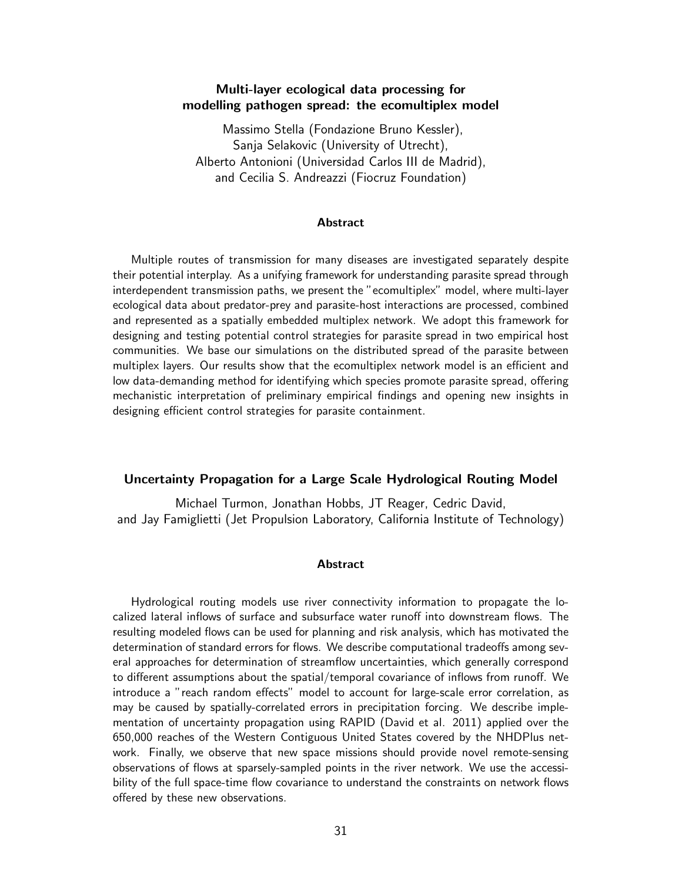## Multi-layer ecological data processing for modelling pathogen spread: the ecomultiplex model

Massimo Stella (Fondazione Bruno Kessler),
Sanja Selakovic (University of Utrecht),
Alberto Antonioni (Universidad Carlos III de Madrid),
and Cecilia S. Andreazzi (Fiocruz Foundation)

### Abstract

Multiple routes of transmission for many diseases are investigated separately despite their potential interplay. As a unifying framework for understanding parasite spread through interdependent transmission paths, we present the "ecomultiplex" model, where multi-layer ecological data about predator-prey and parasite-host interactions are processed, combined and represented as a spatially embedded multiplex network. We adopt this framework for designing and testing potential control strategies for parasite spread in two empirical host communities. We base our simulations on the distributed spread of the parasite between multiplex layers. Our results show that the ecomultiplex network model is an efficient and low data-demanding method for identifying which species promote parasite spread, offering mechanistic interpretation of preliminary empirical findings and opening new insights in designing efficient control strategies for parasite containment.

## Uncertainty Propagation for a Large Scale Hydrological Routing Model

Michael Turmon, Jonathan Hobbs, JT Reager, Cedric David,
and Jay Famiglietti (Jet Propulsion Laboratory, California Institute of Technology)

### Abstract

Hydrological routing models use river connectivity information to propagate the localized lateral inflows of surface and subsurface water runoff into downstream flows. The resulting modeled flows can be used for planning and risk analysis, which has motivated the determination of standard errors for flows. We describe computational tradeoffs among several approaches for determination of streamflow uncertainties, which generally correspond to different assumptions about the spatial/temporal covariance of inflows from runoff. We introduce a "reach random effects" model to account for large-scale error correlation, as may be caused by spatially-correlated errors in precipitation forcing. We describe implementation of uncertainty propagation using RAPID (David et al. 2011) applied over the 650,000 reaches of the Western Contiguous United States covered by the NHDPlus network. Finally, we observe that new space missions should provide novel remote-sensing observations of flows at sparsely-sampled points in the river network. We use the accessibility of the full space-time flow covariance to understand the constraints on network flows offered by these new observations.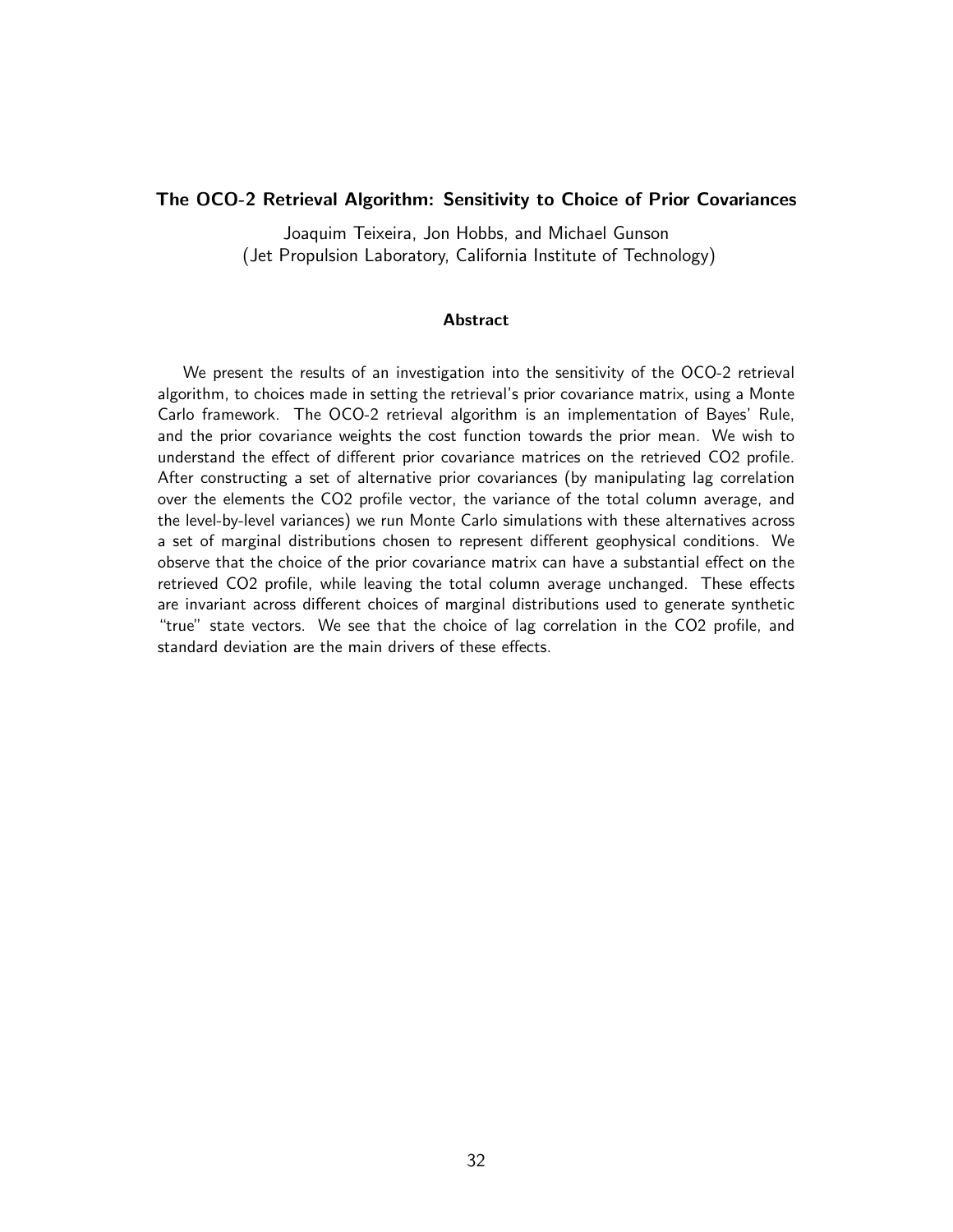### The OCO-2 Retrieval Algorithm: Sensitivity to Choice of Prior Covariances

Joaquim Teixeira, Jon Hobbs, and Michael Gunson
(Jet Propulsion Laboratory, California Institute of Technology)

#### Abstract

We present the results of an investigation into the sensitivity of the OCO-2 retrieval algorithm, to choices made in setting the retrieval's prior covariance matrix, using a Monte Carlo framework. The OCO-2 retrieval algorithm is an implementation of Bayes' Rule, and the prior covariance weights the cost function towards the prior mean. We wish to understand the effect of different prior covariance matrices on the retrieved CO2 profile. After constructing a set of alternative prior covariances (by manipulating lag correlation over the elements the CO2 profile vector, the variance of the total column average, and the level-by-level variances) we run Monte Carlo simulations with these alternatives across a set of marginal distributions chosen to represent different geophysical conditions. We observe that the choice of the prior covariance matrix can have a substantial effect on the retrieved CO2 profile, while leaving the total column average unchanged. These effects are invariant across different choices of marginal distributions used to generate synthetic "true" state vectors. We see that the choice of lag correlation in the CO2 profile, and standard deviation are the main drivers of these effects.